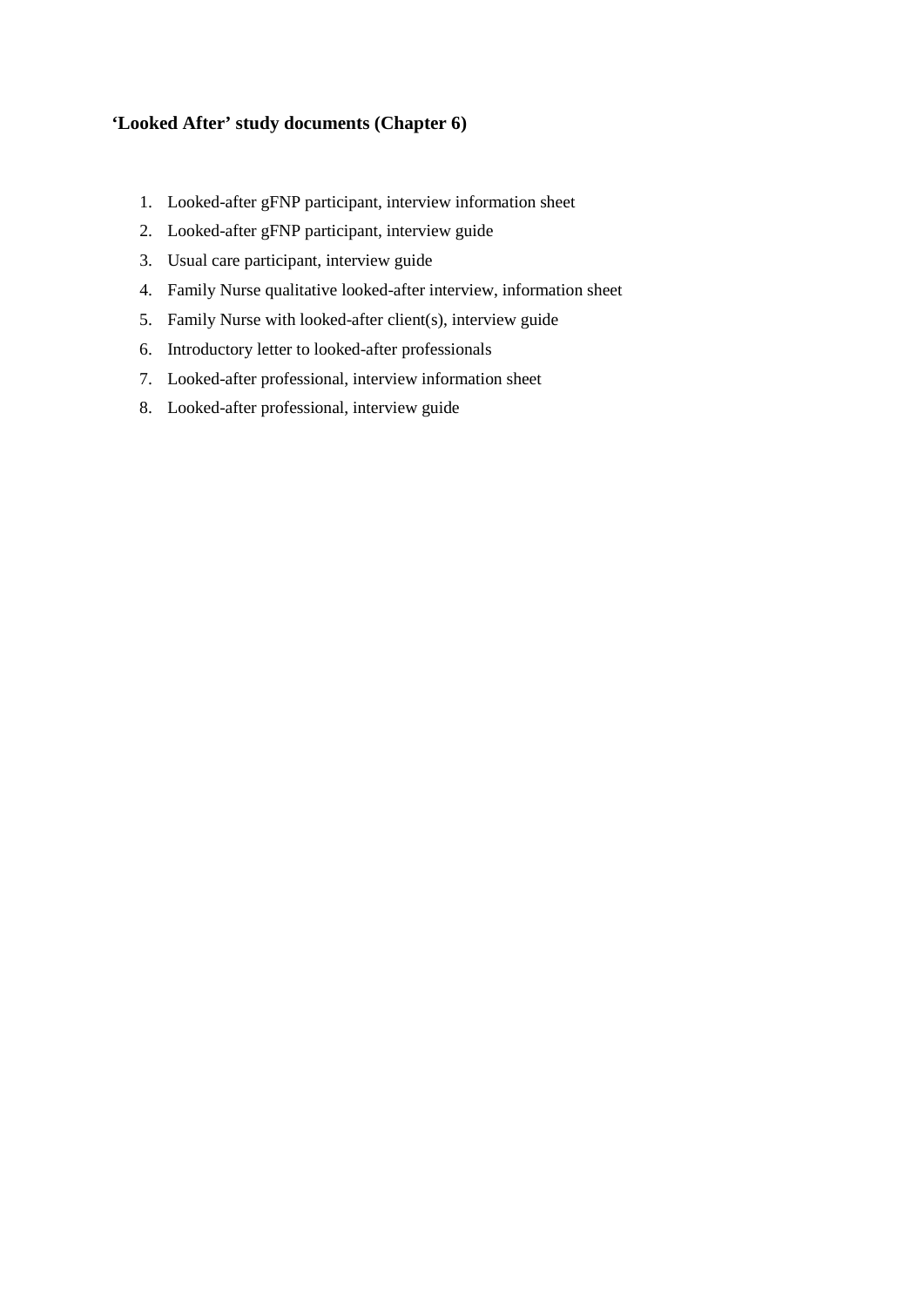**'Looked After' study documents (Chapter 6)**

1. Looked-after gFNP participant, interview information sheet
2. Looked-after gFNP participant, interview guide
3. Usual care participant, interview guide
4. Family Nurse qualitative looked-after interview, information sheet
5. Family Nurse with looked-after client(s), interview guide
6. Introductory letter to looked-after professionals
7. Looked-after professional, interview information sheet
8. Looked-after professional, interview guide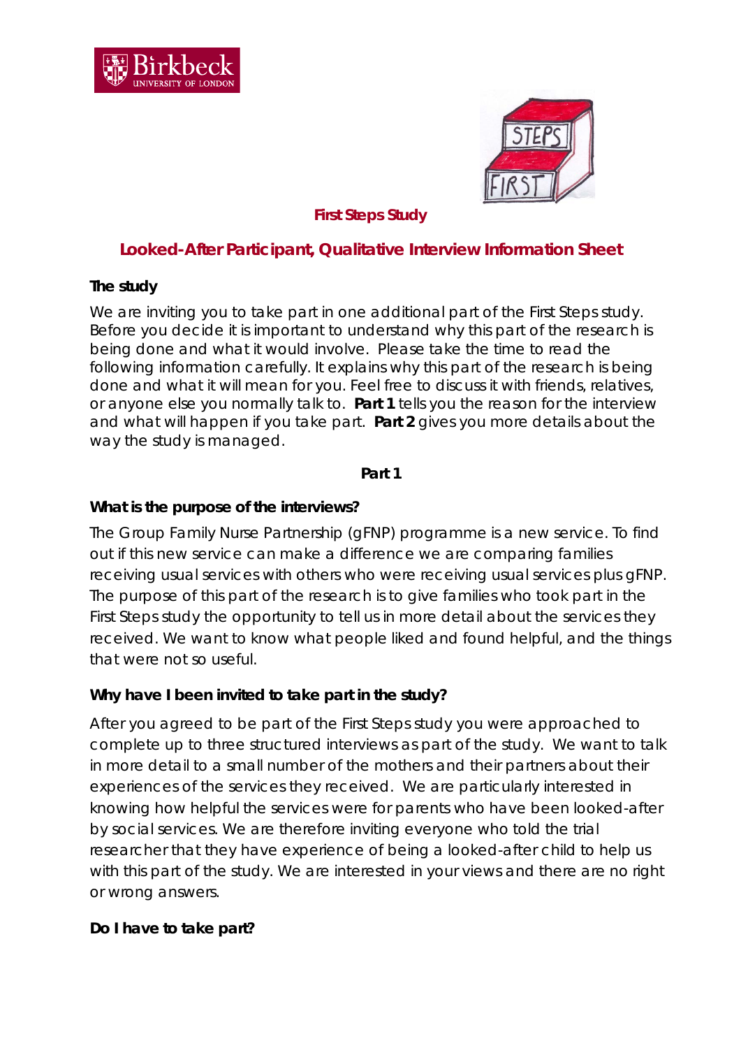## First Steps Study

## Looked-After Participant, Qualitative Interview Information Sheet

### The study

We are inviting you to take part in one additional part of the First Steps study. Before you decide it is important to understand why this part of the research is being done and what it would involve. Please take the time to read the following information carefully. It explains why this part of the research is being done and what it will mean for you. Feel free to discuss it with friends, relatives, or anyone else you normally talk to. **Part 1** tells you the reason for the interview and what will happen if you take part. **Part 2** gives you more details about the way the study is managed.

**Part 1**

### What is the purpose of the interviews?

The Group Family Nurse Partnership (gFNP) programme is a new service. To find out if this new service can make a difference we are comparing families receiving usual services with others who were receiving usual services plus gFNP. The purpose of this part of the research is to give families who took part in the First Steps study the opportunity to tell us in more detail about the services they received. We want to know what people liked and found helpful, and the things that were not so useful.

### Why have I been invited to take part in the study?

After you agreed to be part of the First Steps study you were approached to complete up to three structured interviews as part of the study. We want to talk in more detail to a small number of the mothers and their partners about their experiences of the services they received. We are particularly interested in knowing how helpful the services were for parents who have been looked-after by social services. We are therefore inviting everyone who told the trial researcher that they have experience of being a looked-after child to help us with this part of the study. We are interested in your views and there are no right or wrong answers.

### Do I have to take part?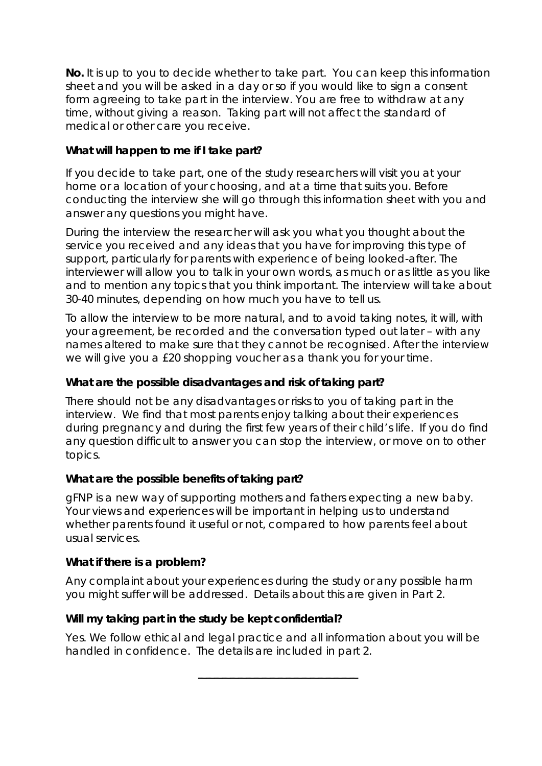**No.** It is up to you to decide whether to take part. You can keep this information sheet and you will be asked in a day or so if you would like to sign a consent form agreeing to take part in the interview. You are free to withdraw at any time, without giving a reason. Taking part will not affect the standard of medical or other care you receive.

**What will happen to me if I take part?**

If you decide to take part, one of the study researchers will visit you at your home or a location of your choosing, and at a time that suits you. Before conducting the interview she will go through this information sheet with you and answer any questions you might have.

During the interview the researcher will ask you what you thought about the service you received and any ideas that you have for improving this type of support, particularly for parents with experience of being looked-after. The interviewer will allow you to talk in your own words, as much or as little as you like and to mention any topics that you think important. The interview will take about 30-40 minutes, depending on how much you have to tell us.

To allow the interview to be more natural, and to avoid taking notes, it will, with your agreement, be recorded and the conversation typed out later – with any names altered to make sure that they cannot be recognised. After the interview we will give you a £20 shopping voucher as a thank you for your time.

**What are the possible disadvantages and risk of taking part?**

There should not be any disadvantages or risks to you of taking part in the interview. We find that most parents enjoy talking about their experiences during pregnancy and during the first few years of their child's life. If you do find any question difficult to answer you can stop the interview, or move on to other topics.

**What are the possible benefits of taking part?**

gFNP is a new way of supporting mothers and fathers expecting a new baby. Your views and experiences will be important in helping us to understand whether parents found it useful or not, compared to how parents feel about usual services.

**What if there is a problem?**

Any complaint about your experiences during the study or any possible harm you might suffer will be addressed. Details about this are given in Part 2.

**Will my taking part in the study be kept confidential?**

Yes. We follow ethical and legal practice and all information about you will be handled in confidence. The details are included in part 2.

---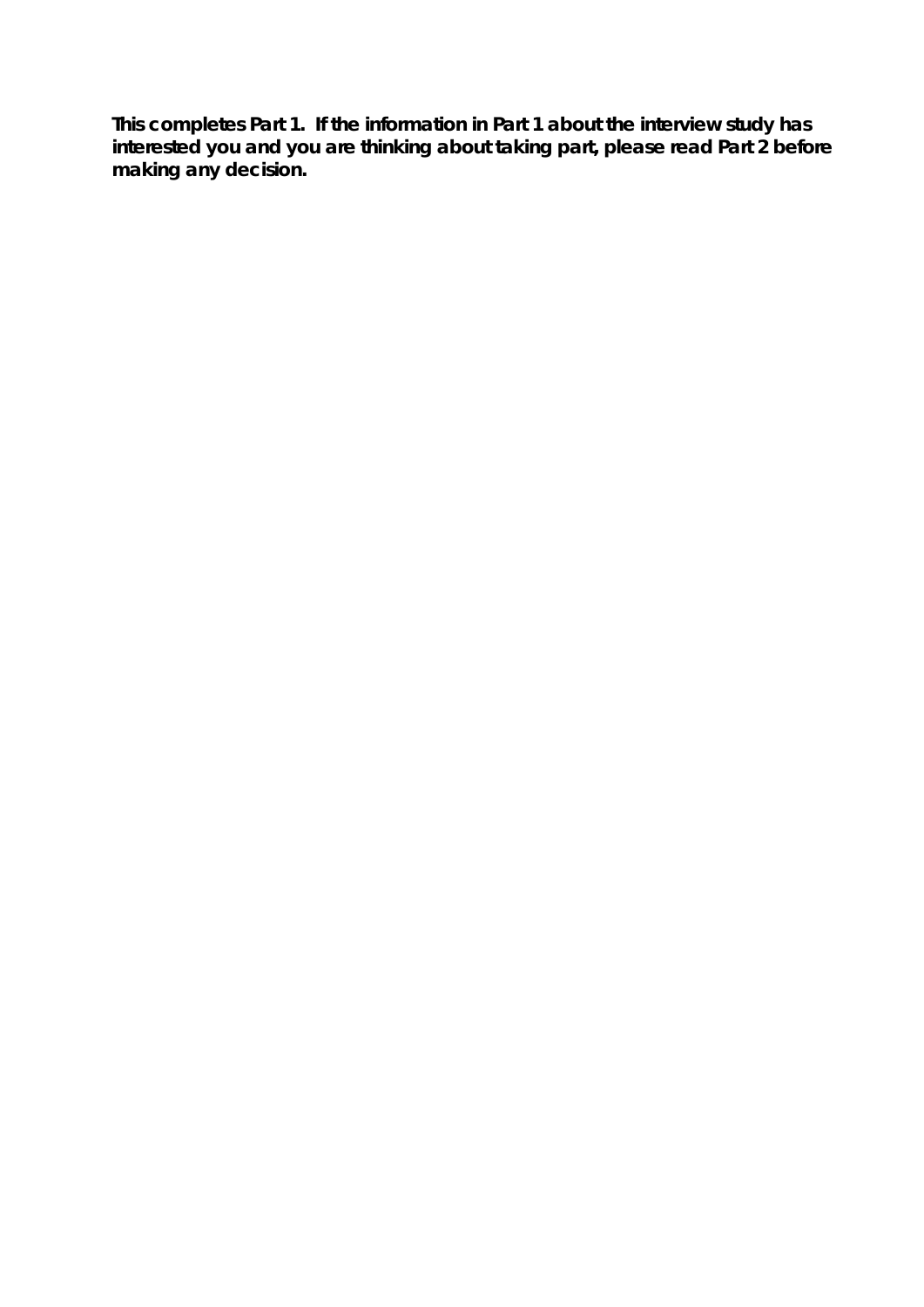**This completes Part 1. If the information in Part 1 about the interview study has interested you and you are thinking about taking part, please read Part 2 before making any decision.**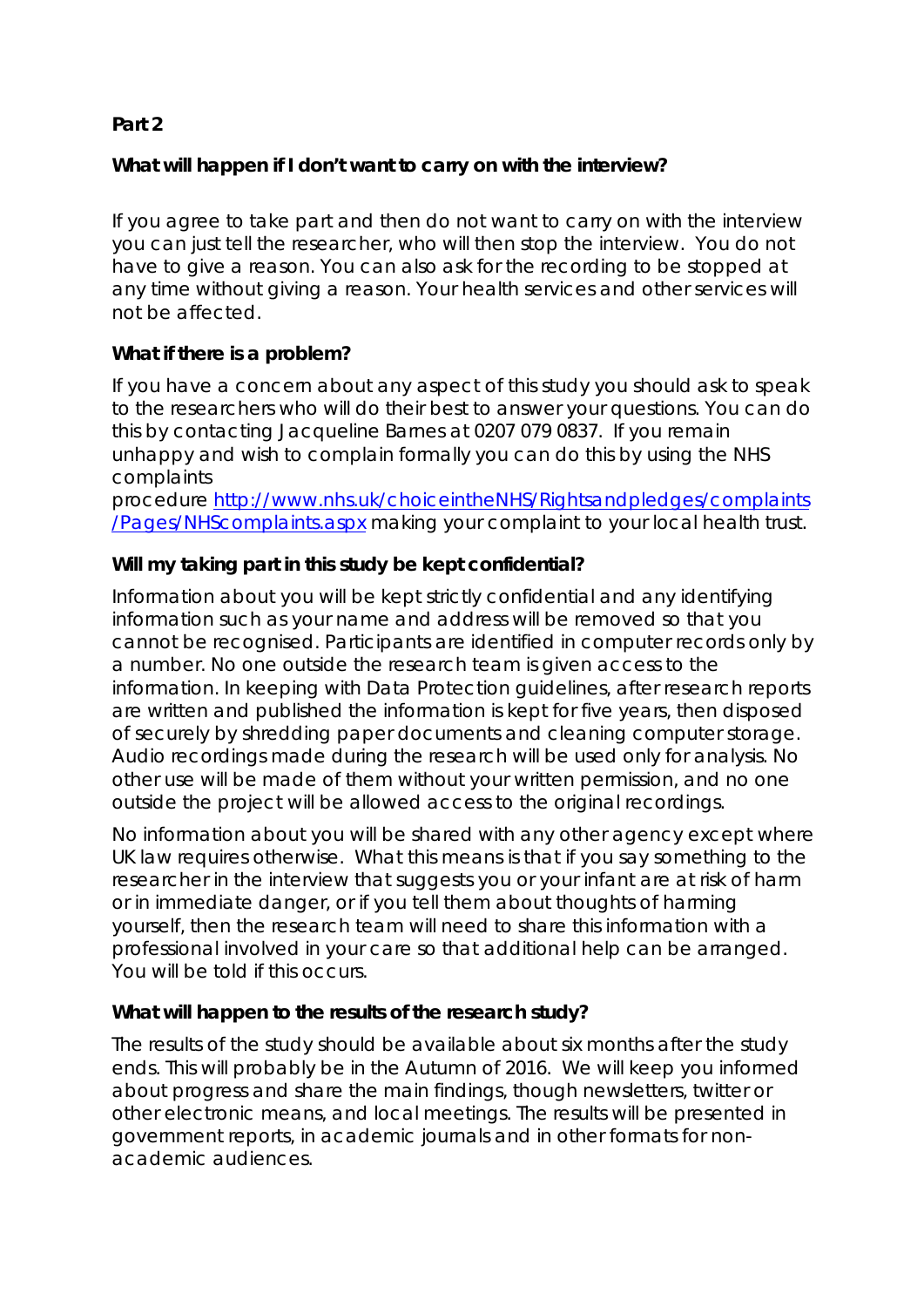**Part 2**

**What will happen if I don't want to carry on with the interview?**

If you agree to take part and then do not want to carry on with the interview you can just tell the researcher, who will then stop the interview. You do not have to give a reason. You can also ask for the recording to be stopped at any time without giving a reason. Your health services and other services will not be affected.

**What if there is a problem?**

If you have a concern about any aspect of this study you should ask to speak to the researchers who will do their best to answer your questions. You can do this by contacting Jacqueline Barnes at 0207 079 0837. If you remain unhappy and wish to complain formally you can do this by using the NHS complaints procedure [http://www.nhs.uk/choiceintheNHS/Rightsandpledges/complaints/Pages/NHScomplaints.aspx](http://www.nhs.uk/choiceintheNHS/Rightsandpledges/complaints/Pages/NHScomplaints.aspx) making your complaint to your local health trust.

**Will my taking part in this study be kept confidential?**

Information about you will be kept strictly confidential and any identifying information such as your name and address will be removed so that you cannot be recognised. Participants are identified in computer records only by a number. No one outside the research team is given access to the information. In keeping with Data Protection guidelines, after research reports are written and published the information is kept for five years, then disposed of securely by shredding paper documents and cleaning computer storage. Audio recordings made during the research will be used only for analysis. No other use will be made of them without your written permission, and no one outside the project will be allowed access to the original recordings.

No information about you will be shared with any other agency except where UK law requires otherwise. What this means is that if you say something to the researcher in the interview that suggests you or your infant are at risk of harm or in immediate danger, or if you tell them about thoughts of harming yourself, then the research team will need to share this information with a professional involved in your care so that additional help can be arranged. You will be told if this occurs.

**What will happen to the results of the research study?**

The results of the study should be available about six months after the study ends. This will probably be in the Autumn of 2016. We will keep you informed about progress and share the main findings, though newsletters, twitter or other electronic means, and local meetings. The results will be presented in government reports, in academic journals and in other formats for non-academic audiences.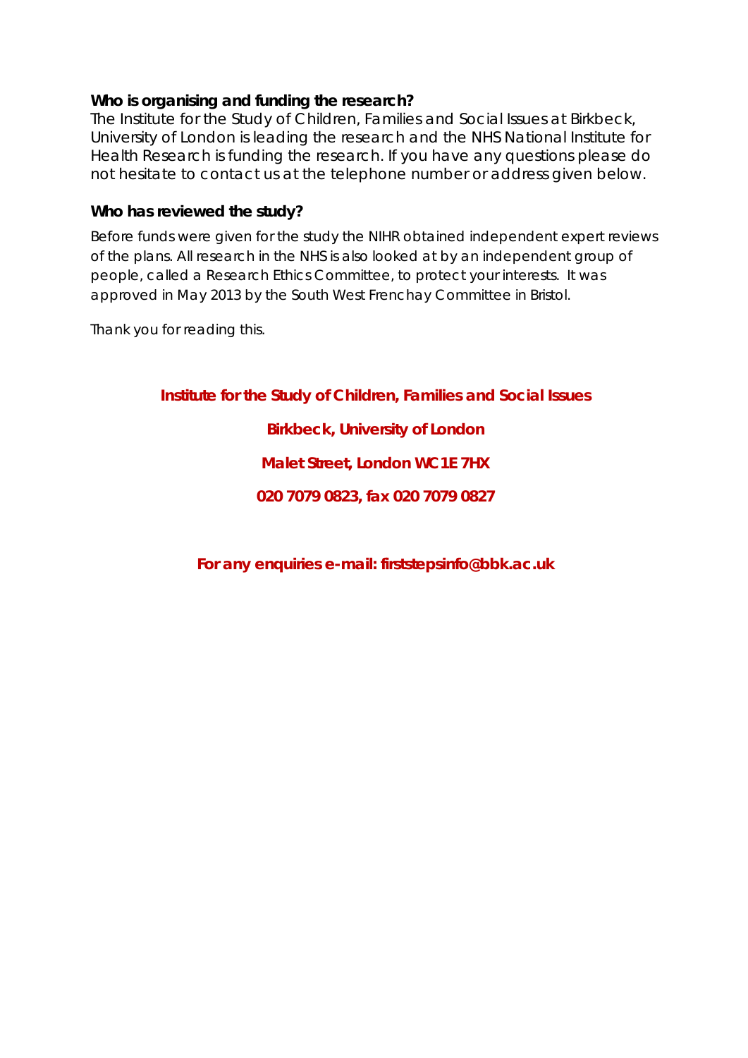**Who is organising and funding the research?**

The Institute for the Study of Children, Families and Social Issues at Birkbeck, University of London is leading the research and the NHS National Institute for Health Research is funding the research. If you have any questions please do not hesitate to contact us at the telephone number or address given below.

**Who has reviewed the study?**

Before funds were given for the study the NIHR obtained independent expert reviews of the plans. All research in the NHS is also looked at by an independent group of people, called a Research Ethics Committee, to protect your interests. It was approved in May 2013 by the South West Frenchay Committee in Bristol.

Thank you for reading this.

**Institute for the Study of Children, Families and Social Issues**

**Birkbeck, University of London**

**Malet Street, London WC1E 7HX**

**020 7079 0823, fax 020 7079 0827**

**For any enquiries e-mail: firststepsinfo@bbk.ac.uk**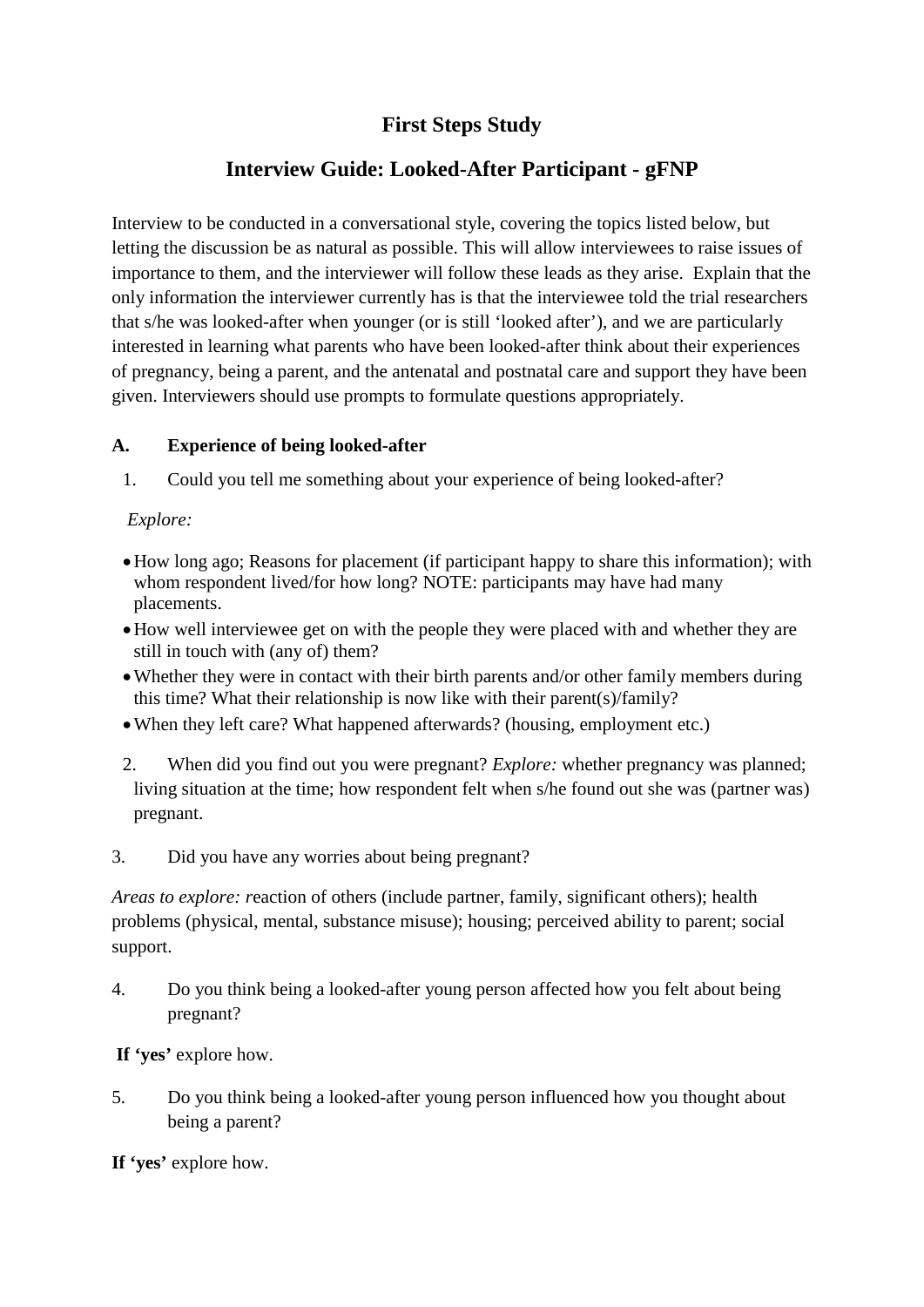# First Steps Study

## Interview Guide: Looked-After Participant - gFNP

Interview to be conducted in a conversational style, covering the topics listed below, but letting the discussion be as natural as possible. This will allow interviewees to raise issues of importance to them, and the interviewer will follow these leads as they arise. Explain that the only information the interviewer currently has is that the interviewee told the trial researchers that s/he was looked-after when younger (or is still 'looked after'), and we are particularly interested in learning what parents who have been looked-after think about their experiences of pregnancy, being a parent, and the antenatal and postnatal care and support they have been given. Interviewers should use prompts to formulate questions appropriately.

### A. Experience of being looked-after

1. Could you tell me something about your experience of being looked-after?

   *Explore:*

   - How long ago; Reasons for placement (if participant happy to share this information); with whom respondent lived/for how long? NOTE: participants may have had many placements.
   - How well interviewee get on with the people they were placed with and whether they are still in touch with (any of) them?
   - Whether they were in contact with their birth parents and/or other family members during this time? What their relationship is now like with their parent(s)/family?
   - When they left care? What happened afterwards? (housing, employment etc.)

2. When did you find out you were pregnant? *Explore:* whether pregnancy was planned; living situation at the time; how respondent felt when s/he found out she was (partner was) pregnant.

3. Did you have any worries about being pregnant?

*Areas to explore: r*eaction of others (include partner, family, significant others); health problems (physical, mental, substance misuse); housing; perceived ability to parent; social support.

4. Do you think being a looked-after young person affected how you felt about being pregnant?

**If 'yes'** explore how.

5. Do you think being a looked-after young person influenced how you thought about being a parent?

**If 'yes'** explore how.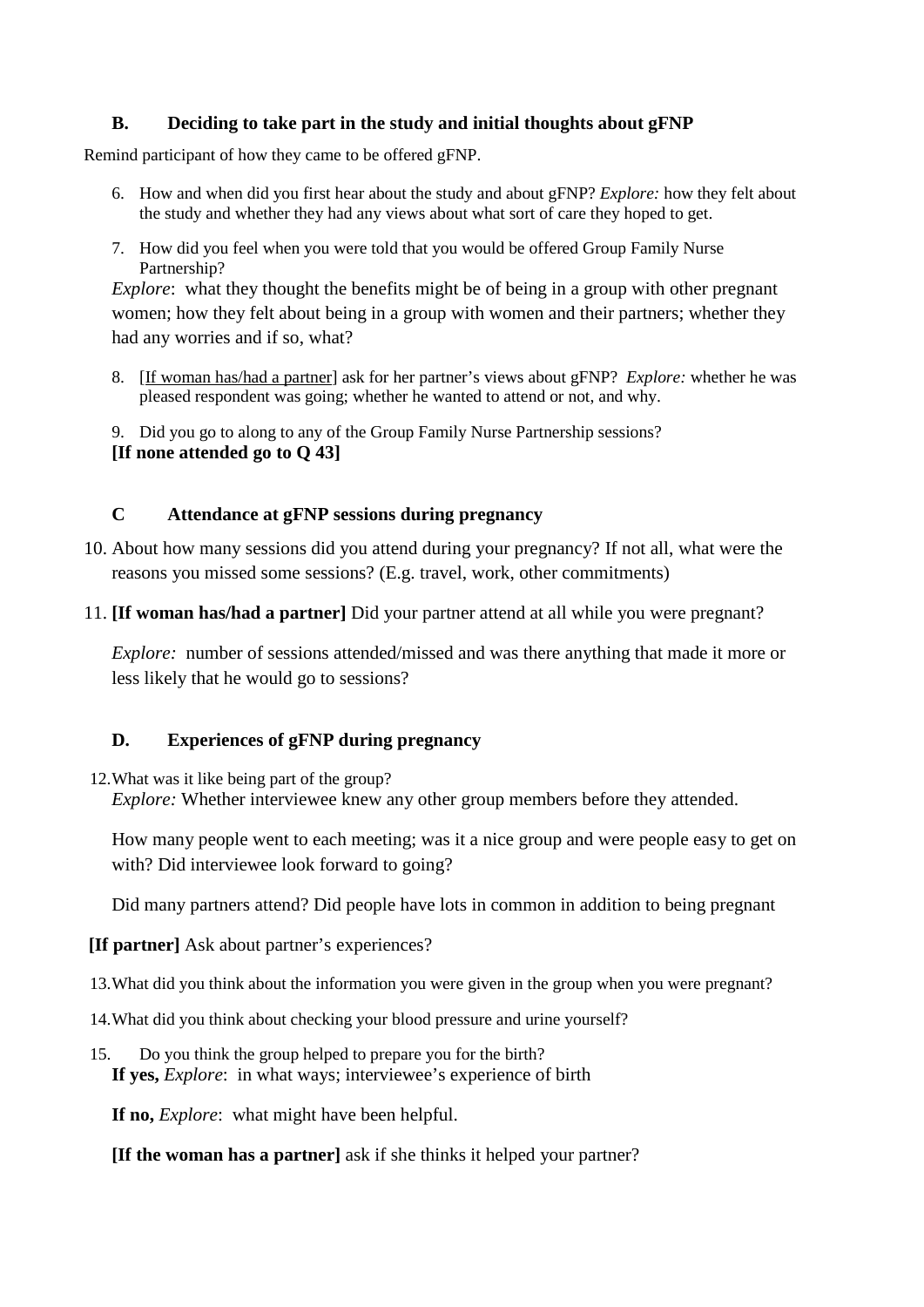### B. Deciding to take part in the study and initial thoughts about gFNP

Remind participant of how they came to be offered gFNP.

6. How and when did you first hear about the study and about gFNP? *Explore:* how they felt about the study and whether they had any views about what sort of care they hoped to get.

7. How did you feel when you were told that you would be offered Group Family Nurse Partnership?
   *Explore*: what they thought the benefits might be of being in a group with other pregnant women; how they felt about being in a group with women and their partners; whether they had any worries and if so, what?

8. [If woman has/had a partner] ask for her partner's views about gFNP? *Explore:* whether he was pleased respondent was going; whether he wanted to attend or not, and why.

9. Did you go to along to any of the Group Family Nurse Partnership sessions?
   **[If none attended go to Q 43]**

### C Attendance at gFNP sessions during pregnancy

10. About how many sessions did you attend during your pregnancy? If not all, what were the reasons you missed some sessions? (E.g. travel, work, other commitments)

11. **[If woman has/had a partner]** Did your partner attend at all while you were pregnant?

    *Explore:* number of sessions attended/missed and was there anything that made it more or less likely that he would go to sessions?

### D. Experiences of gFNP during pregnancy

12. What was it like being part of the group?
    *Explore:* Whether interviewee knew any other group members before they attended.

    How many people went to each meeting; was it a nice group and were people easy to get on with? Did interviewee look forward to going?

    Did many partners attend? Did people have lots in common in addition to being pregnant

**[If partner]** Ask about partner's experiences?

13. What did you think about the information you were given in the group when you were pregnant?

14. What did you think about checking your blood pressure and urine yourself?

15. Do you think the group helped to prepare you for the birth?
    **If yes,** *Explore*: in what ways; interviewee's experience of birth

    **If no,** *Explore*: what might have been helpful.

    **[If the woman has a partner]** ask if she thinks it helped your partner?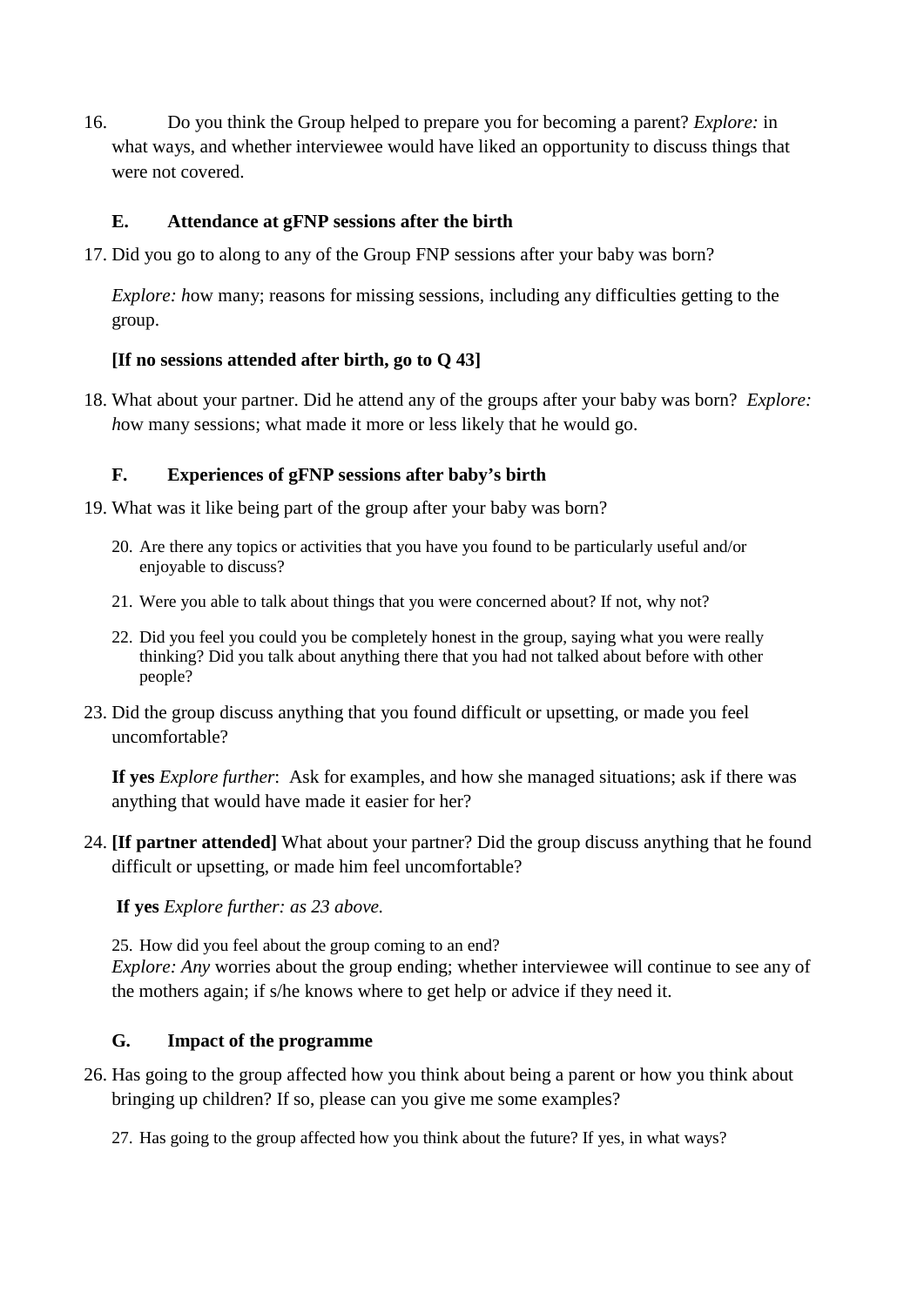16. Do you think the Group helped to prepare you for becoming a parent? *Explore:* in what ways, and whether interviewee would have liked an opportunity to discuss things that were not covered.

### E. Attendance at gFNP sessions after the birth

17. Did you go to along to any of the Group FNP sessions after your baby was born?

    *Explore: h*ow many; reasons for missing sessions, including any difficulties getting to the group.

    **[If no sessions attended after birth, go to Q 43]**

18. What about your partner. Did he attend any of the groups after your baby was born? *Explore: h*ow many sessions; what made it more or less likely that he would go.

### F. Experiences of gFNP sessions after baby's birth

19. What was it like being part of the group after your baby was born?

    20. Are there any topics or activities that you have you found to be particularly useful and/or enjoyable to discuss?

    21. Were you able to talk about things that you were concerned about? If not, why not?

    22. Did you feel you could you be completely honest in the group, saying what you were really thinking? Did you talk about anything there that you had not talked about before with other people?

23. Did the group discuss anything that you found difficult or upsetting, or made you feel uncomfortable?

    **If yes** *Explore further*: Ask for examples, and how she managed situations; ask if there was anything that would have made it easier for her?

24. **[If partner attended]** What about your partner? Did the group discuss anything that he found difficult or upsetting, or made him feel uncomfortable?

    **If yes** *Explore further: as 23 above.*

    25. How did you feel about the group coming to an end?
    *Explore: Any* worries about the group ending; whether interviewee will continue to see any of the mothers again; if s/he knows where to get help or advice if they need it.

### G. Impact of the programme

26. Has going to the group affected how you think about being a parent or how you think about bringing up children? If so, please can you give me some examples?

    27. Has going to the group affected how you think about the future? If yes, in what ways?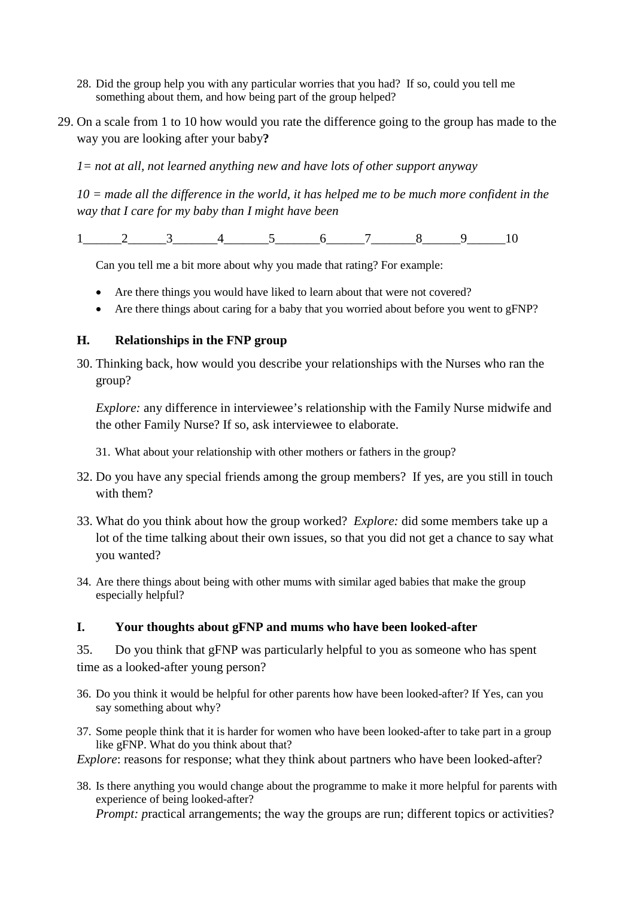28. Did the group help you with any particular worries that you had? If so, could you tell me something about them, and how being part of the group helped?

29. On a scale from 1 to 10 how would you rate the difference going to the group has made to the way you are looking after your baby**?**

    *1= not at all, not learned anything new and have lots of other support anyway*

    *10 = made all the difference in the world, it has helped me to be much more confident in the way that I care for my baby than I might have been*

    1______2______3_______4_______5_______6______7_______8______9______10

    Can you tell me a bit more about why you made that rating? For example:

    - Are there things you would have liked to learn about that were not covered?
    - Are there things about caring for a baby that you worried about before you went to gFNP?

### H. Relationships in the FNP group

30. Thinking back, how would you describe your relationships with the Nurses who ran the group?

    *Explore:* any difference in interviewee's relationship with the Family Nurse midwife and the other Family Nurse? If so, ask interviewee to elaborate.

31. What about your relationship with other mothers or fathers in the group?

32. Do you have any special friends among the group members? If yes, are you still in touch with them?

33. What do you think about how the group worked? *Explore:* did some members take up a lot of the time talking about their own issues, so that you did not get a chance to say what you wanted?

34. Are there things about being with other mums with similar aged babies that make the group especially helpful?

### I. Your thoughts about gFNP and mums who have been looked-after

35. Do you think that gFNP was particularly helpful to you as someone who has spent time as a looked-after young person?

36. Do you think it would be helpful for other parents how have been looked-after? If Yes, can you say something about why?

37. Some people think that it is harder for women who have been looked-after to take part in a group like gFNP. What do you think about that?

*Explore*: reasons for response; what they think about partners who have been looked-after?

38. Is there anything you would change about the programme to make it more helpful for parents with experience of being looked-after?

    *Prompt: p*ractical arrangements; the way the groups are run; different topics or activities?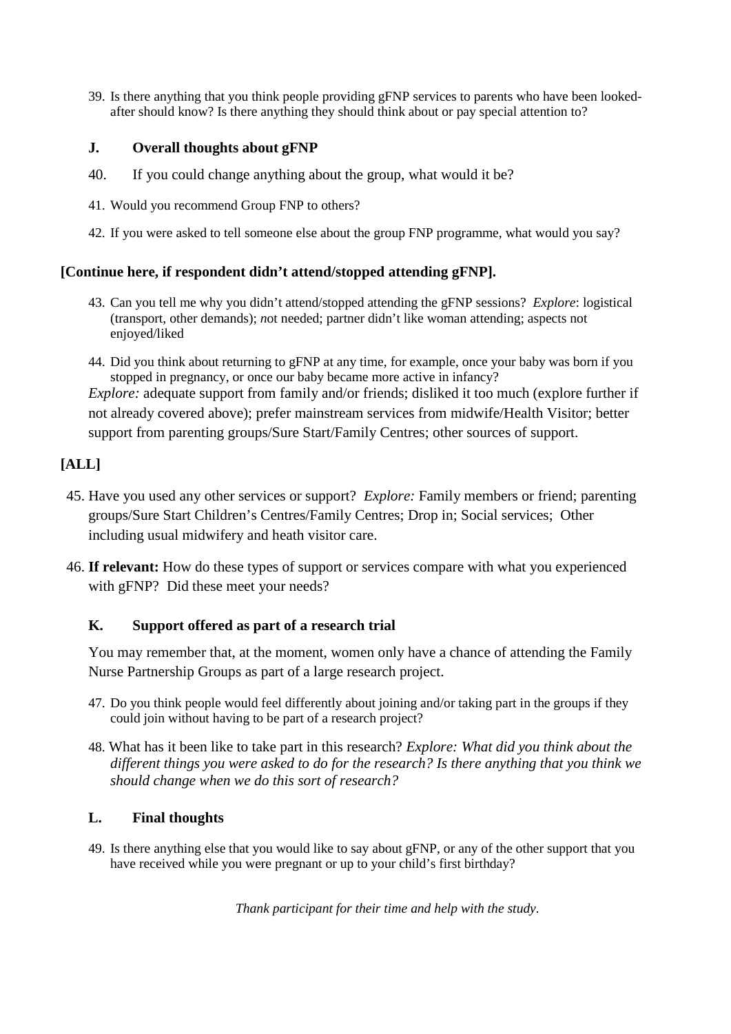39. Is there anything that you think people providing gFNP services to parents who have been looked-after should know? Is there anything they should think about or pay special attention to?

### J. Overall thoughts about gFNP

40. If you could change anything about the group, what would it be?
41. Would you recommend Group FNP to others?
42. If you were asked to tell someone else about the group FNP programme, what would you say?

**[Continue here, if respondent didn't attend/stopped attending gFNP].**

43. Can you tell me why you didn't attend/stopped attending the gFNP sessions? *Explore*: logistical (transport, other demands); *n*ot needed; partner didn't like woman attending; aspects not enjoyed/liked
44. Did you think about returning to gFNP at any time, for example, once your baby was born if you stopped in pregnancy, or once our baby became more active in infancy?

*Explore:* adequate support from family and/or friends; disliked it too much (explore further if not already covered above); prefer mainstream services from midwife/Health Visitor; better support from parenting groups/Sure Start/Family Centres; other sources of support.

**[ALL]**

45. Have you used any other services or support? *Explore:* Family members or friend; parenting groups/Sure Start Children's Centres/Family Centres; Drop in; Social services; Other including usual midwifery and heath visitor care.
46. **If relevant:** How do these types of support or services compare with what you experienced with gFNP? Did these meet your needs?

### K. Support offered as part of a research trial

You may remember that, at the moment, women only have a chance of attending the Family Nurse Partnership Groups as part of a large research project.

47. Do you think people would feel differently about joining and/or taking part in the groups if they could join without having to be part of a research project?
48. What has it been like to take part in this research? *Explore: What did you think about the different things you were asked to do for the research? Is there anything that you think we should change when we do this sort of research?*

### L. Final thoughts

49. Is there anything else that you would like to say about gFNP, or any of the other support that you have received while you were pregnant or up to your child's first birthday?

*Thank participant for their time and help with the study.*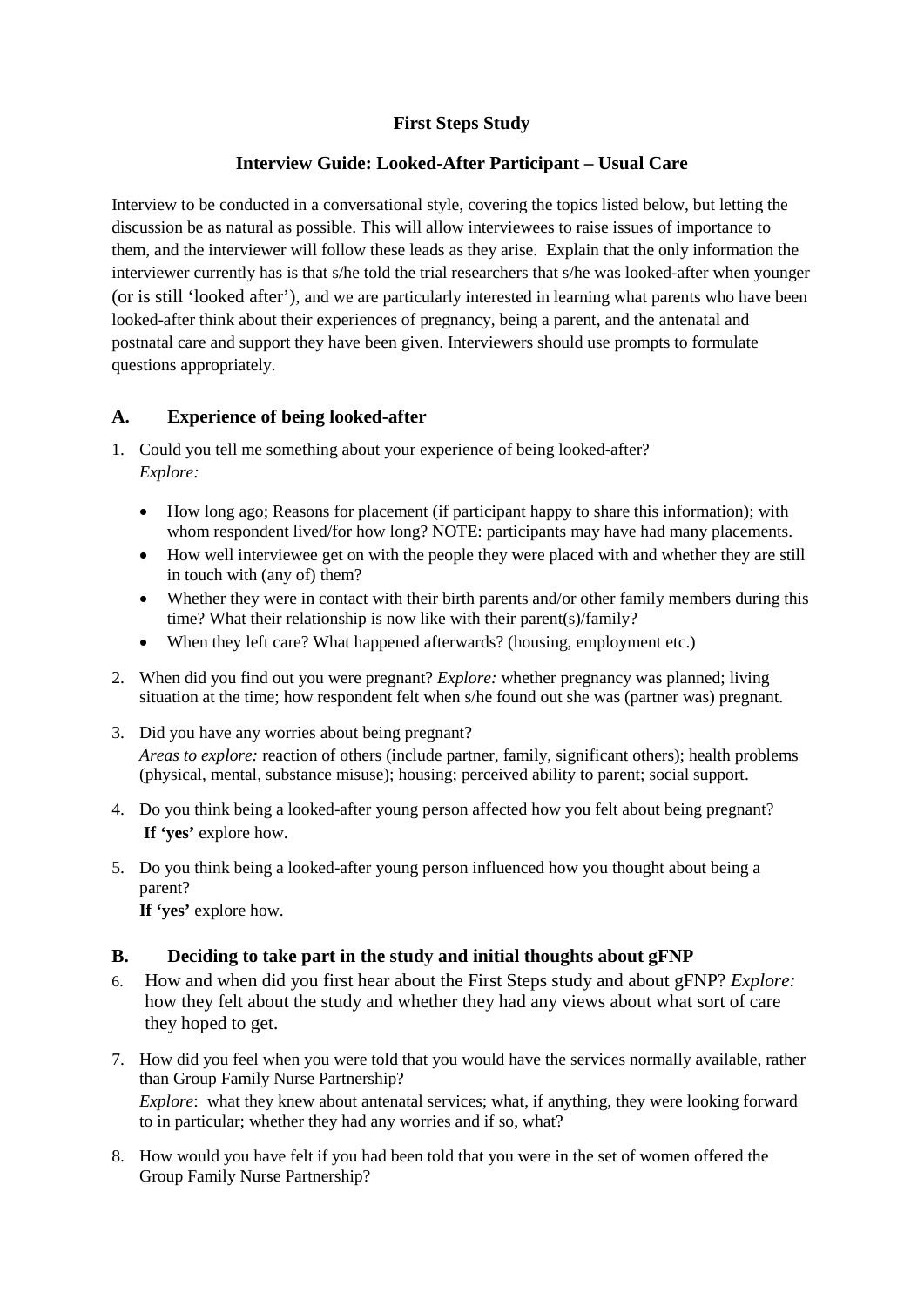**First Steps Study**

**Interview Guide: Looked-After Participant – Usual Care**

Interview to be conducted in a conversational style, covering the topics listed below, but letting the discussion be as natural as possible. This will allow interviewees to raise issues of importance to them, and the interviewer will follow these leads as they arise. Explain that the only information the interviewer currently has is that s/he told the trial researchers that s/he was looked-after when younger (or is still 'looked after'), and we are particularly interested in learning what parents who have been looked-after think about their experiences of pregnancy, being a parent, and the antenatal and postnatal care and support they have been given. Interviewers should use prompts to formulate questions appropriately.

## A. Experience of being looked-after

1. Could you tell me something about your experience of being looked-after?
   *Explore:*
   - How long ago; Reasons for placement (if participant happy to share this information); with whom respondent lived/for how long? NOTE: participants may have had many placements.
   - How well interviewee get on with the people they were placed with and whether they are still in touch with (any of) them?
   - Whether they were in contact with their birth parents and/or other family members during this time? What their relationship is now like with their parent(s)/family?
   - When they left care? What happened afterwards? (housing, employment etc.)
2. When did you find out you were pregnant? *Explore:* whether pregnancy was planned; living situation at the time; how respondent felt when s/he found out she was (partner was) pregnant.
3. Did you have any worries about being pregnant?
   *Areas to explore:* reaction of others (include partner, family, significant others); health problems (physical, mental, substance misuse); housing; perceived ability to parent; social support.
4. Do you think being a looked-after young person affected how you felt about being pregnant?
   **If 'yes'** explore how.
5. Do you think being a looked-after young person influenced how you thought about being a parent?
   **If 'yes'** explore how.

## B. Deciding to take part in the study and initial thoughts about gFNP

6. How and when did you first hear about the First Steps study and about gFNP? *Explore:* how they felt about the study and whether they had any views about what sort of care they hoped to get.
7. How did you feel when you were told that you would have the services normally available, rather than Group Family Nurse Partnership?
   *Explore*: what they knew about antenatal services; what, if anything, they were looking forward to in particular; whether they had any worries and if so, what?
8. How would you have felt if you had been told that you were in the set of women offered the Group Family Nurse Partnership?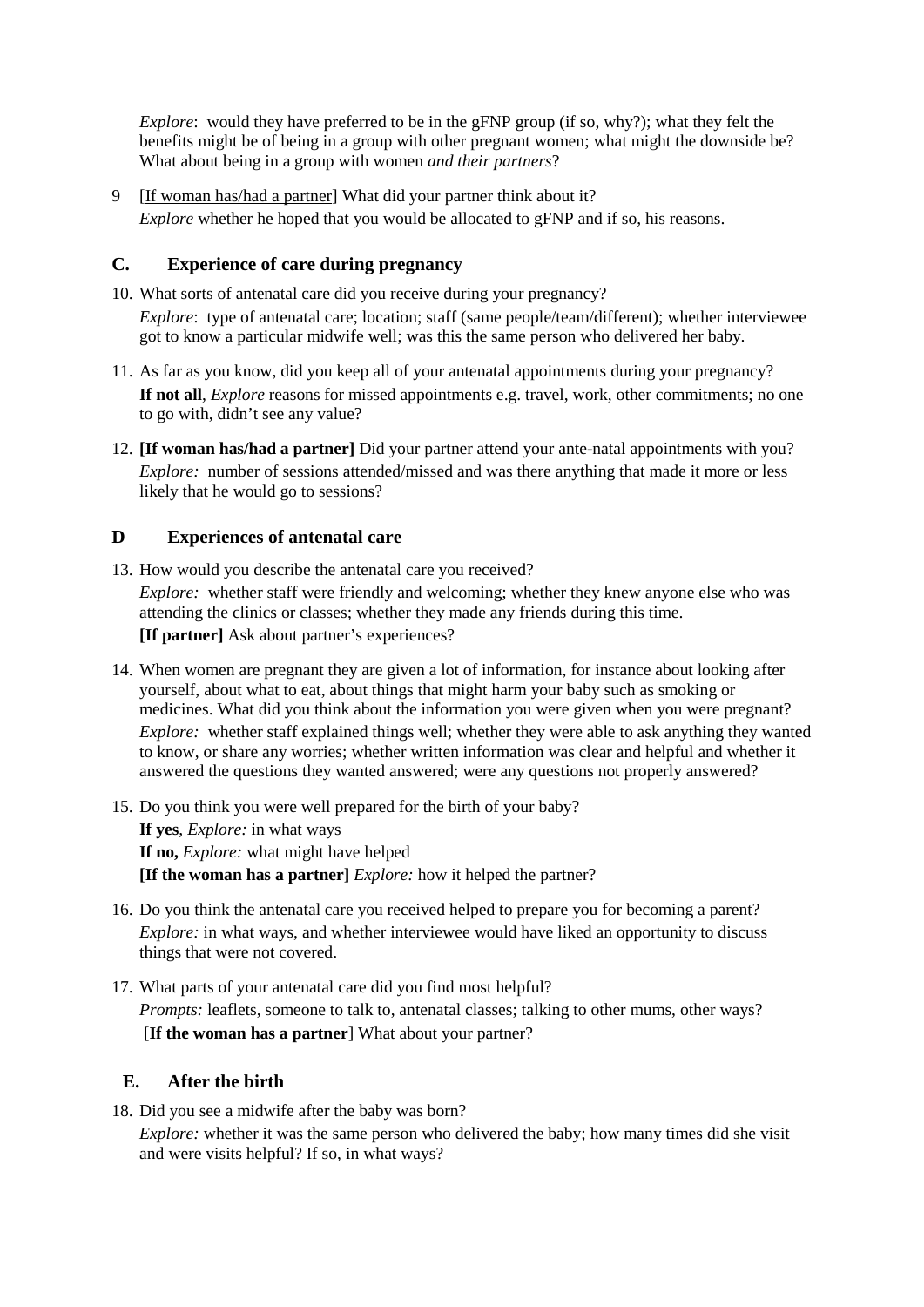*Explore*: would they have preferred to be in the gFNP group (if so, why?); what they felt the benefits might be of being in a group with other pregnant women; what might the downside be? What about being in a group with women *and their partners*?

9 [<u>If woman has/had a partner</u>] What did your partner think about it?
*Explore* whether he hoped that you would be allocated to gFNP and if so, his reasons.

## C. Experience of care during pregnancy

10. What sorts of antenatal care did you receive during your pregnancy?
    *Explore*: type of antenatal care; location; staff (same people/team/different); whether interviewee got to know a particular midwife well; was this the same person who delivered her baby.

11. As far as you know, did you keep all of your antenatal appointments during your pregnancy?
    **If not all**, *Explore* reasons for missed appointments e.g. travel, work, other commitments; no one to go with, didn't see any value?

12. **[If woman has/had a partner]** Did your partner attend your ante-natal appointments with you?
    *Explore:* number of sessions attended/missed and was there anything that made it more or less likely that he would go to sessions?

## D Experiences of antenatal care

13. How would you describe the antenatal care you received?
    *Explore:* whether staff were friendly and welcoming; whether they knew anyone else who was attending the clinics or classes; whether they made any friends during this time.
    **[If partner]** Ask about partner's experiences?

14. When women are pregnant they are given a lot of information, for instance about looking after yourself, about what to eat, about things that might harm your baby such as smoking or medicines. What did you think about the information you were given when you were pregnant?
    *Explore:* whether staff explained things well; whether they were able to ask anything they wanted to know, or share any worries; whether written information was clear and helpful and whether it answered the questions they wanted answered; were any questions not properly answered?

15. Do you think you were well prepared for the birth of your baby?
    **If yes**, *Explore:* in what ways
    **If no,** *Explore:* what might have helped
    **[If the woman has a partner]** *Explore:* how it helped the partner?

16. Do you think the antenatal care you received helped to prepare you for becoming a parent?
    *Explore:* in what ways, and whether interviewee would have liked an opportunity to discuss things that were not covered.

17. What parts of your antenatal care did you find most helpful?
    *Prompts:* leaflets, someone to talk to, antenatal classes; talking to other mums, other ways?
    [**If the woman has a partner**] What about your partner?

## E. After the birth

18. Did you see a midwife after the baby was born?
    *Explore:* whether it was the same person who delivered the baby; how many times did she visit and were visits helpful? If so, in what ways?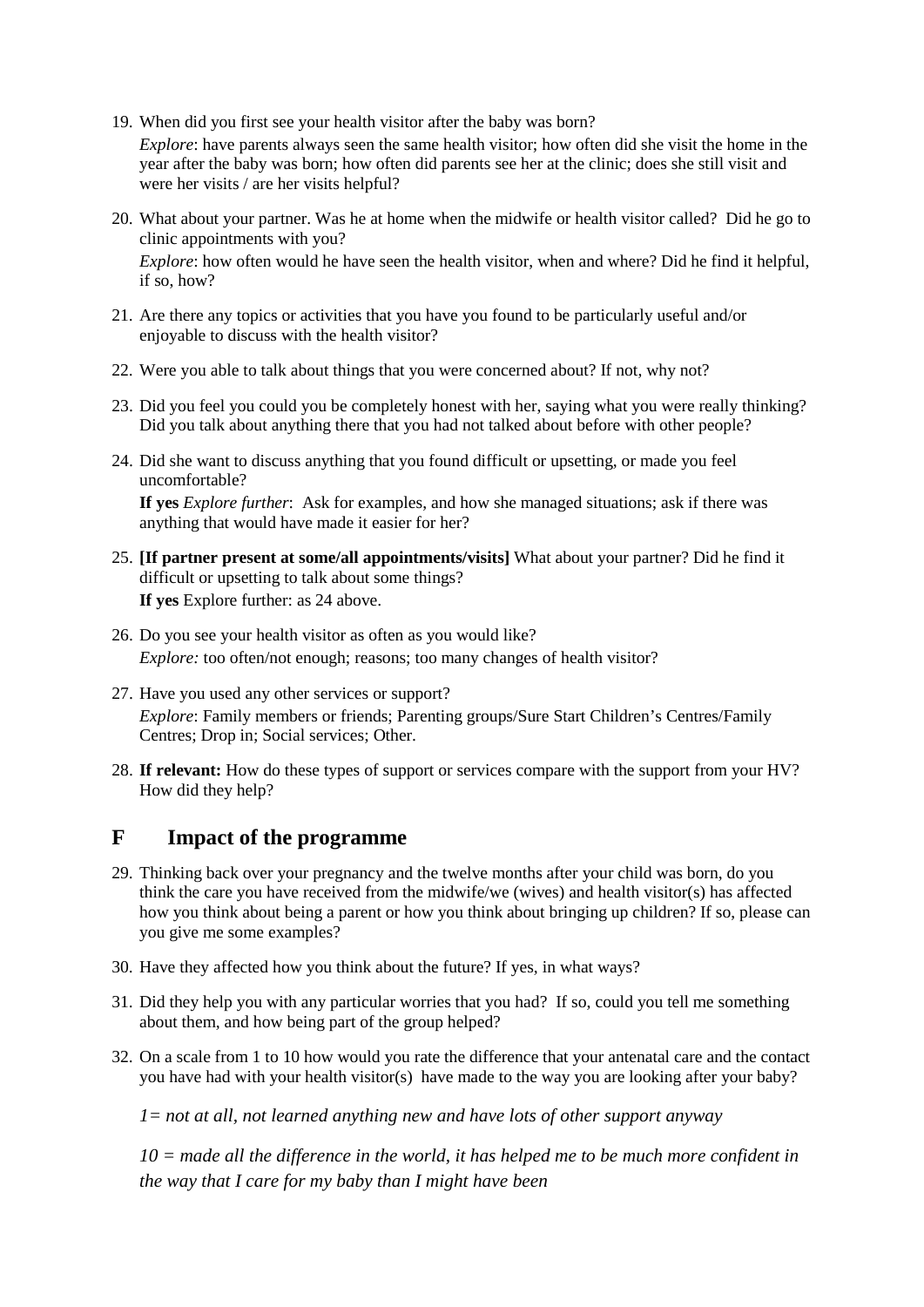19. When did you first see your health visitor after the baby was born?

    *Explore*: have parents always seen the same health visitor; how often did she visit the home in the year after the baby was born; how often did parents see her at the clinic; does she still visit and were her visits / are her visits helpful?

20. What about your partner. Was he at home when the midwife or health visitor called? Did he go to clinic appointments with you?

    *Explore*: how often would he have seen the health visitor, when and where? Did he find it helpful, if so, how?

21. Are there any topics or activities that you have you found to be particularly useful and/or enjoyable to discuss with the health visitor?

22. Were you able to talk about things that you were concerned about? If not, why not?

23. Did you feel you could you be completely honest with her, saying what you were really thinking? Did you talk about anything there that you had not talked about before with other people?

24. Did she want to discuss anything that you found difficult or upsetting, or made you feel uncomfortable?

    **If yes** *Explore further*: Ask for examples, and how she managed situations; ask if there was anything that would have made it easier for her?

25. **[If partner present at some/all appointments/visits]** What about your partner? Did he find it difficult or upsetting to talk about some things?

    **If yes** Explore further: as 24 above.

26. Do you see your health visitor as often as you would like?

    *Explore:* too often/not enough; reasons; too many changes of health visitor?

27. Have you used any other services or support?

    *Explore*: Family members or friends; Parenting groups/Sure Start Children's Centres/Family Centres; Drop in; Social services; Other.

28. **If relevant:** How do these types of support or services compare with the support from your HV? How did they help?

## F Impact of the programme

29. Thinking back over your pregnancy and the twelve months after your child was born, do you think the care you have received from the midwife/we (wives) and health visitor(s) has affected how you think about being a parent or how you think about bringing up children? If so, please can you give me some examples?

30. Have they affected how you think about the future? If yes, in what ways?

31. Did they help you with any particular worries that you had? If so, could you tell me something about them, and how being part of the group helped?

32. On a scale from 1 to 10 how would you rate the difference that your antenatal care and the contact you have had with your health visitor(s) have made to the way you are looking after your baby?

    *1= not at all, not learned anything new and have lots of other support anyway*

    *10 = made all the difference in the world, it has helped me to be much more confident in the way that I care for my baby than I might have been*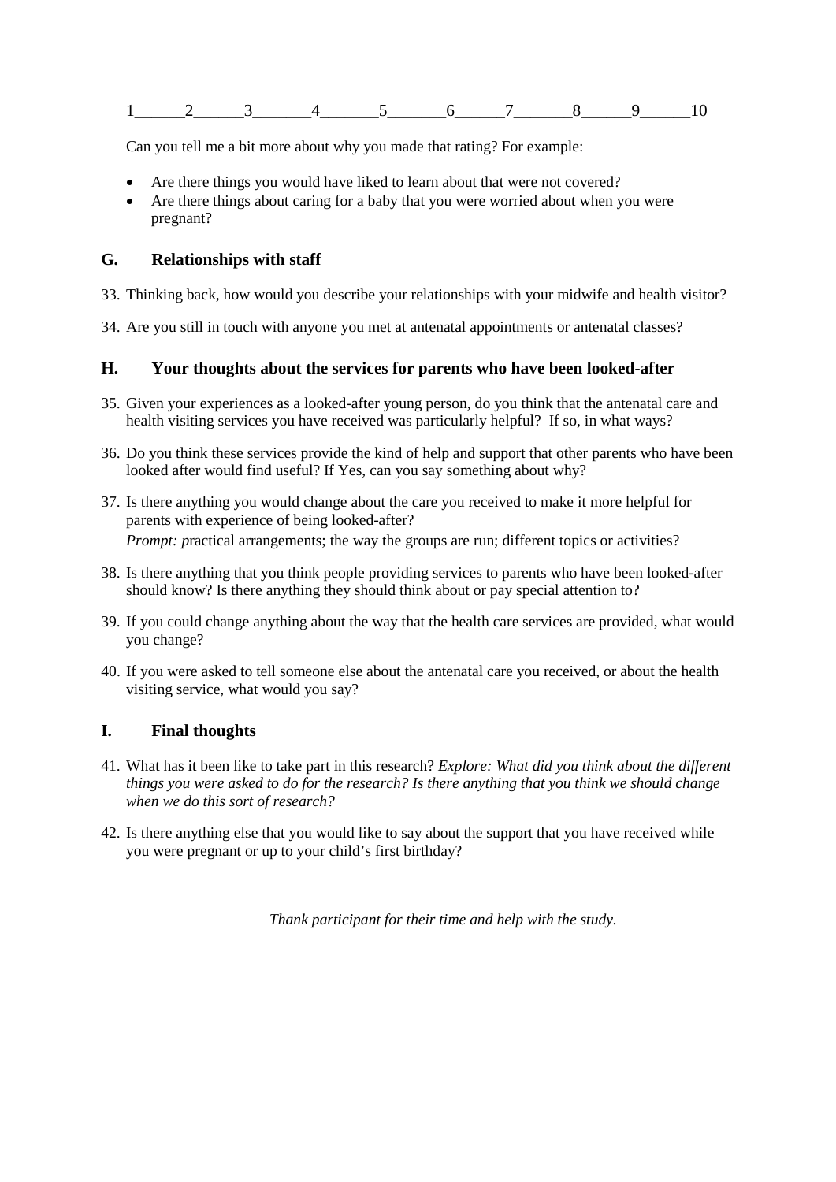1______2______3_______4_______5_______6______7_______8______9______10

Can you tell me a bit more about why you made that rating? For example:

- Are there things you would have liked to learn about that were not covered?
- Are there things about caring for a baby that you were worried about when you were pregnant?

## G. Relationships with staff

33. Thinking back, how would you describe your relationships with your midwife and health visitor?
34. Are you still in touch with anyone you met at antenatal appointments or antenatal classes?

## H. Your thoughts about the services for parents who have been looked-after

35. Given your experiences as a looked-after young person, do you think that the antenatal care and health visiting services you have received was particularly helpful? If so, in what ways?
36. Do you think these services provide the kind of help and support that other parents who have been looked after would find useful? If Yes, can you say something about why?
37. Is there anything you would change about the care you received to make it more helpful for parents with experience of being looked-after?
    *Prompt: p*ractical arrangements; the way the groups are run; different topics or activities?
38. Is there anything that you think people providing services to parents who have been looked-after should know? Is there anything they should think about or pay special attention to?
39. If you could change anything about the way that the health care services are provided, what would you change?
40. If you were asked to tell someone else about the antenatal care you received, or about the health visiting service, what would you say?

## I. Final thoughts

41. What has it been like to take part in this research? *Explore: What did you think about the different things you were asked to do for the research? Is there anything that you think we should change when we do this sort of research?*
42. Is there anything else that you would like to say about the support that you have received while you were pregnant or up to your child's first birthday?

*Thank participant for their time and help with the study.*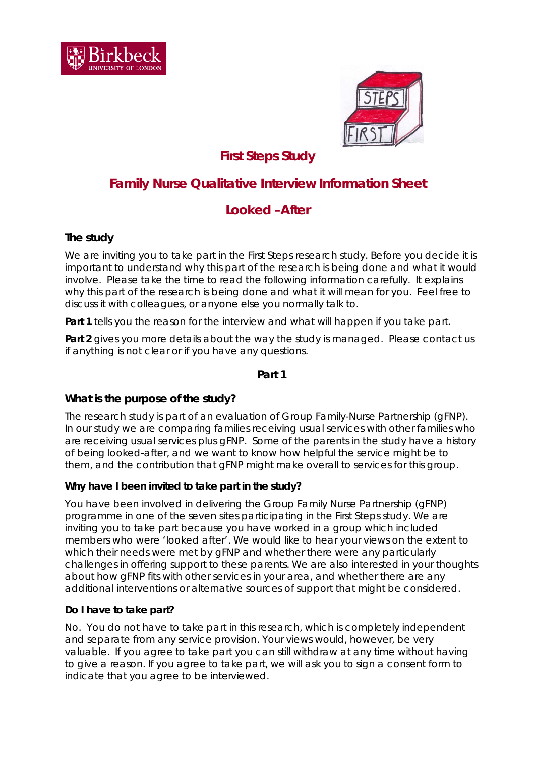# First Steps Study

## Family Nurse Qualitative Interview Information Sheet

## Looked –After

### The study

We are inviting you to take part in the First Steps research study. Before you decide it is important to understand why this part of the research is being done and what it would involve. Please take the time to read the following information carefully. It explains why this part of the research is being done and what it will mean for you. Feel free to discuss it with colleagues, or anyone else you normally talk to.

**Part 1** tells you the reason for the interview and what will happen if you take part.

**Part 2** gives you more details about the way the study is managed. Please contact us if anything is not clear or if you have any questions.

**Part 1**

### What is the purpose of the study?

The research study is part of an evaluation of Group Family-Nurse Partnership (gFNP). In our study we are comparing families receiving usual services with other families who are receiving usual services plus gFNP. Some of the parents in the study have a history of being looked-after, and we want to know how helpful the service might be to them, and the contribution that gFNP might make overall to services for this group.

**Why have I been invited to take part in the study?**

You have been involved in delivering the Group Family Nurse Partnership (gFNP) programme in one of the seven sites participating in the First Steps study. We are inviting you to take part because you have worked in a group which included members who were 'looked after'. We would like to hear your views on the extent to which their needs were met by gFNP and whether there were any particularly challenges in offering support to these parents. We are also interested in your thoughts about how gFNP fits with other services in your area, and whether there are any additional interventions or alternative sources of support that might be considered.

**Do I have to take part?**

No. You do not have to take part in this research, which is completely independent and separate from any service provision. Your views would, however, be very valuable. If you agree to take part you can still withdraw at any time without having to give a reason. If you agree to take part, we will ask you to sign a consent form to indicate that you agree to be interviewed.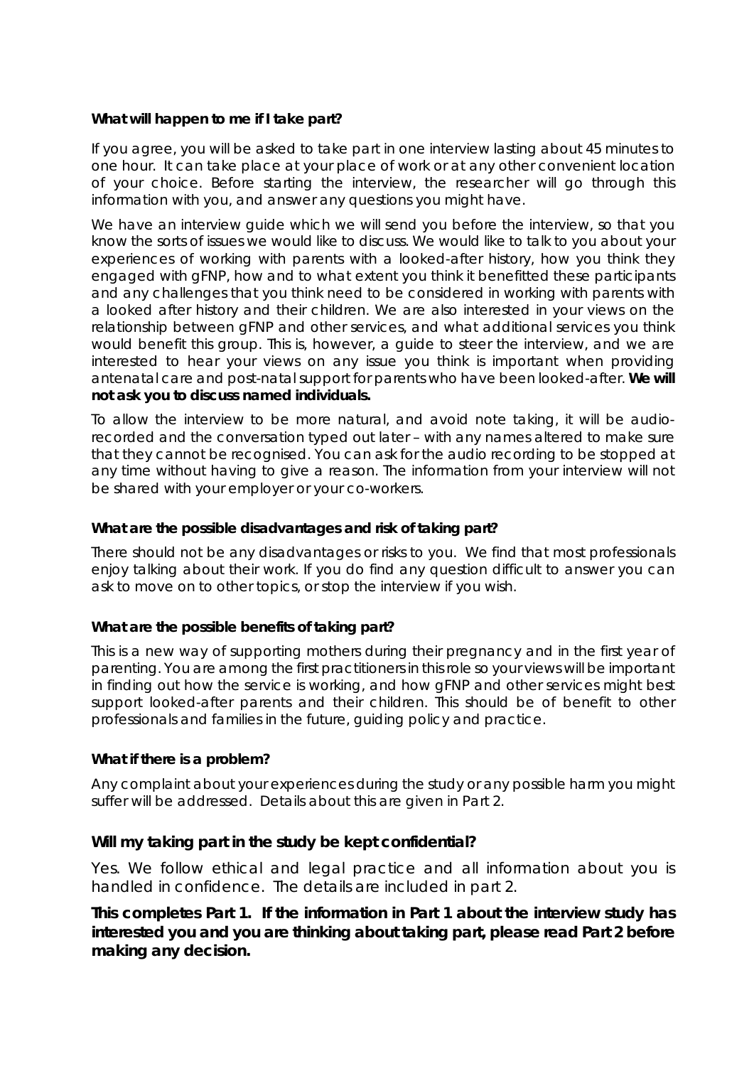**What will happen to me if I take part?**

If you agree, you will be asked to take part in one interview lasting about 45 minutes to one hour. It can take place at your place of work or at any other convenient location of your choice. Before starting the interview, the researcher will go through this information with you, and answer any questions you might have.

We have an interview guide which we will send you before the interview, so that you know the sorts of issues we would like to discuss. We would like to talk to you about your experiences of working with parents with a looked-after history, how you think they engaged with gFNP, how and to what extent you think it benefitted these participants and any challenges that you think need to be considered in working with parents with a looked after history and their children. We are also interested in your views on the relationship between gFNP and other services, and what additional services you think would benefit this group. This is, however, a guide to steer the interview, and we are interested to hear your views on any issue you think is important when providing antenatal care and post-natal support for parents who have been looked-after. **We will not ask you to discuss named individuals.**

To allow the interview to be more natural, and avoid note taking, it will be audio-recorded and the conversation typed out later – with any names altered to make sure that they cannot be recognised. You can ask for the audio recording to be stopped at any time without having to give a reason. The information from your interview will not be shared with your employer or your co-workers.

**What are the possible disadvantages and risk of taking part?**

There should not be any disadvantages or risks to you. We find that most professionals enjoy talking about their work. If you do find any question difficult to answer you can ask to move on to other topics, or stop the interview if you wish.

**What are the possible benefits of taking part?**

This is a new way of supporting mothers during their pregnancy and in the first year of parenting. You are among the first practitioners in this role so your views will be important in finding out how the service is working, and how gFNP and other services might best support looked-after parents and their children. This should be of benefit to other professionals and families in the future, guiding policy and practice.

**What if there is a problem?**

Any complaint about your experiences during the study or any possible harm you might suffer will be addressed. Details about this are given in Part 2.

**Will my taking part in the study be kept confidential?**

Yes. We follow ethical and legal practice and all information about you is handled in confidence. The details are included in part 2.

**This completes Part 1. If the information in Part 1 about the interview study has interested you and you are thinking about taking part, please read Part 2 before making any decision.**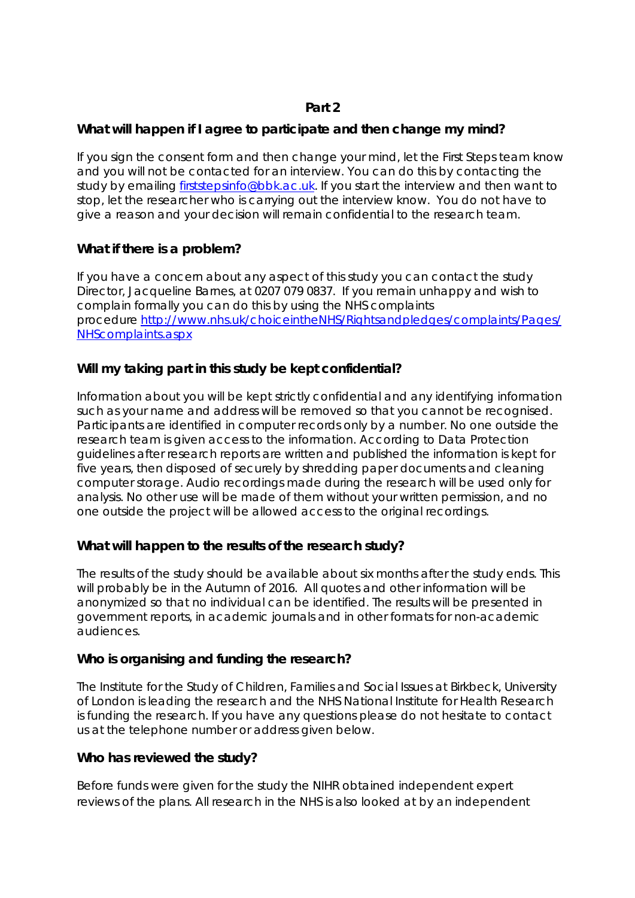**Part 2**

### What will happen if I agree to participate and then change my mind?

If you sign the consent form and then change your mind, let the First Steps team know and you will not be contacted for an interview. You can do this by contacting the study by emailing [firststepsinfo@bbk.ac.uk](mailto:firststepsinfo@bbk.ac.uk). If you start the interview and then want to stop, let the researcher who is carrying out the interview know. You do not have to give a reason and your decision will remain confidential to the research team.

### What if there is a problem?

If you have a concern about any aspect of this study you can contact the study Director, Jacqueline Barnes, at 0207 079 0837. If you remain unhappy and wish to complain formally you can do this by using the NHS complaints procedure [http://www.nhs.uk/choiceintheNHS/Rightsandpledges/complaints/Pages/NHScomplaints.aspx](http://www.nhs.uk/choiceintheNHS/Rightsandpledges/complaints/Pages/NHScomplaints.aspx)

### Will my taking part in this study be kept confidential?

Information about you will be kept strictly confidential and any identifying information such as your name and address will be removed so that you cannot be recognised. Participants are identified in computer records only by a number. No one outside the research team is given access to the information. According to Data Protection guidelines after research reports are written and published the information is kept for five years, then disposed of securely by shredding paper documents and cleaning computer storage. Audio recordings made during the research will be used only for analysis. No other use will be made of them without your written permission, and no one outside the project will be allowed access to the original recordings.

### What will happen to the results of the research study?

The results of the study should be available about six months after the study ends. This will probably be in the Autumn of 2016. All quotes and other information will be anonymized so that no individual can be identified. The results will be presented in government reports, in academic journals and in other formats for non-academic audiences.

### Who is organising and funding the research?

The Institute for the Study of Children, Families and Social Issues at Birkbeck, University of London is leading the research and the NHS National Institute for Health Research is funding the research. If you have any questions please do not hesitate to contact us at the telephone number or address given below.

### Who has reviewed the study?

Before funds were given for the study the NIHR obtained independent expert reviews of the plans. All research in the NHS is also looked at by an independent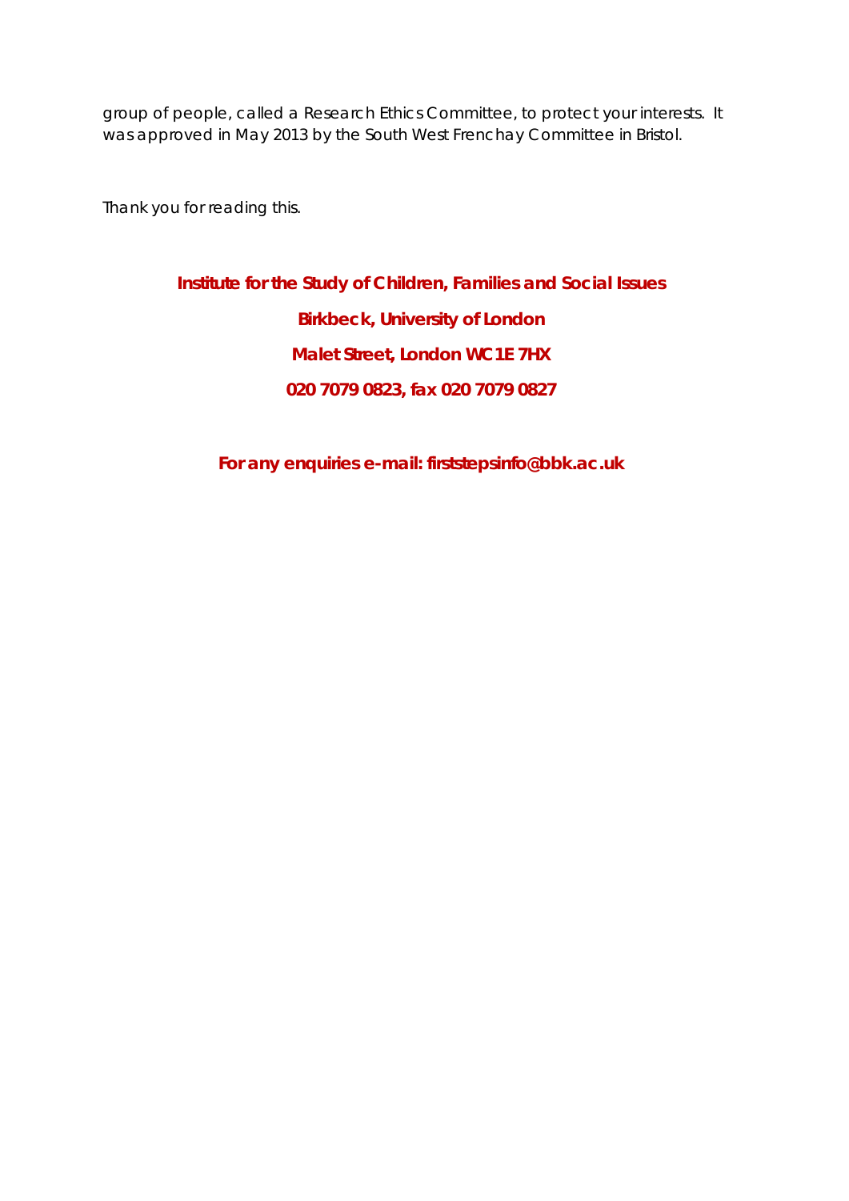group of people, called a Research Ethics Committee, to protect your interests. It was approved in May 2013 by the South West Frenchay Committee in Bristol.

Thank you for reading this.

**Institute for the Study of Children, Families and Social Issues**

**Birkbeck, University of London**

**Malet Street, London WC1E 7HX**

**020 7079 0823, fax 020 7079 0827**

**For any enquiries e-mail: firststepsinfo@bbk.ac.uk**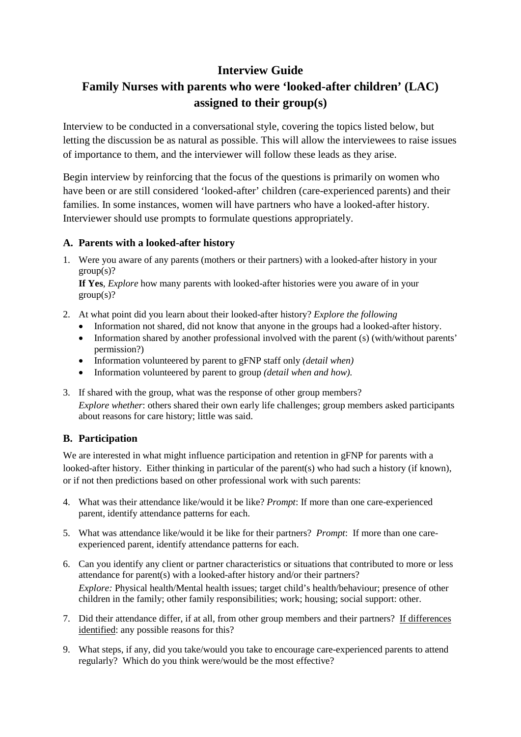# Interview Guide

# Family Nurses with parents who were 'looked-after children' (LAC) assigned to their group(s)

Interview to be conducted in a conversational style, covering the topics listed below, but letting the discussion be as natural as possible. This will allow the interviewees to raise issues of importance to them, and the interviewer will follow these leads as they arise.

Begin interview by reinforcing that the focus of the questions is primarily on women who have been or are still considered 'looked-after' children (care-experienced parents) and their families. In some instances, women will have partners who have a looked-after history. Interviewer should use prompts to formulate questions appropriately.

### A. Parents with a looked-after history

1. Were you aware of any parents (mothers or their partners) with a looked-after history in your group(s)?
   **If Yes**, *Explore* how many parents with looked-after histories were you aware of in your group(s)?

2. At what point did you learn about their looked-after history? *Explore the following*
   - Information not shared, did not know that anyone in the groups had a looked-after history.
   - Information shared by another professional involved with the parent (s) (with/without parents' permission?)
   - Information volunteered by parent to gFNP staff only *(detail when)*
   - Information volunteered by parent to group *(detail when and how).*

3. If shared with the group, what was the response of other group members?
   *Explore whether*: others shared their own early life challenges; group members asked participants about reasons for care history; little was said.

### B. Participation

We are interested in what might influence participation and retention in gFNP for parents with a looked-after history. Either thinking in particular of the parent(s) who had such a history (if known), or if not then predictions based on other professional work with such parents:

4. What was their attendance like/would it be like? *Prompt*: If more than one care-experienced parent, identify attendance patterns for each.

5. What was attendance like/would it be like for their partners? *Prompt*: If more than one care-experienced parent, identify attendance patterns for each.

6. Can you identify any client or partner characteristics or situations that contributed to more or less attendance for parent(s) with a looked-after history and/or their partners?
   *Explore:* Physical health/Mental health issues; target child's health/behaviour; presence of other children in the family; other family responsibilities; work; housing; social support: other.

7. Did their attendance differ, if at all, from other group members and their partners? <u>If differences identified</u>: any possible reasons for this?

9. What steps, if any, did you take/would you take to encourage care-experienced parents to attend regularly? Which do you think were/would be the most effective?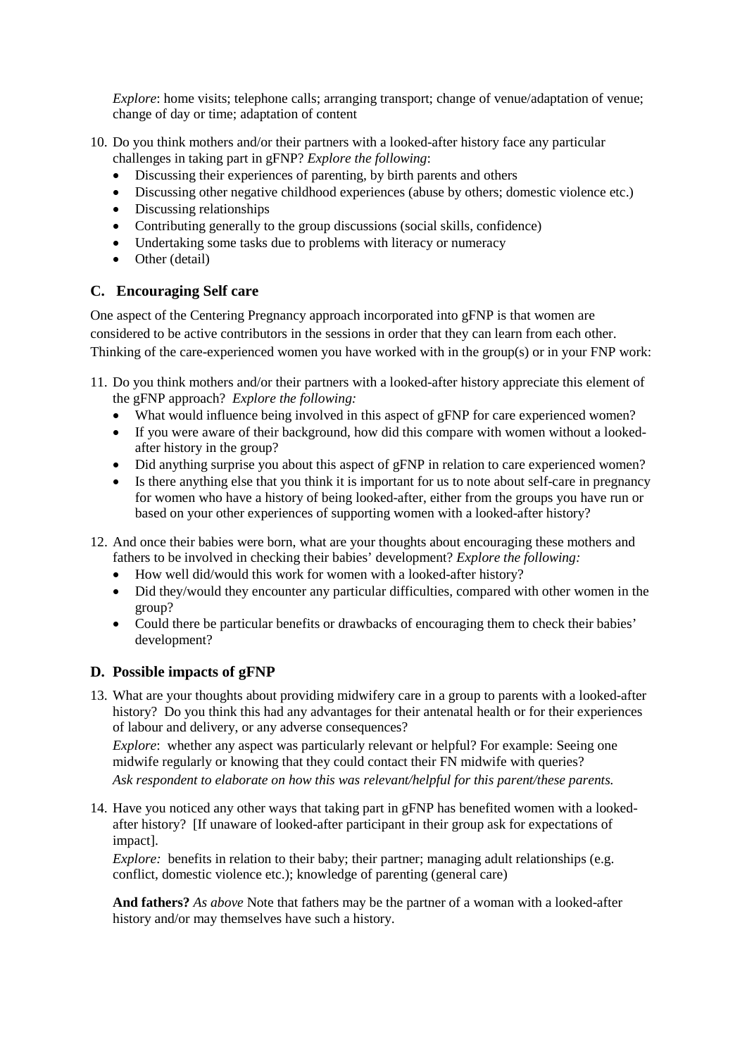*Explore*: home visits; telephone calls; arranging transport; change of venue/adaptation of venue; change of day or time; adaptation of content

10. Do you think mothers and/or their partners with a looked-after history face any particular challenges in taking part in gFNP? *Explore the following*:
    - Discussing their experiences of parenting, by birth parents and others
    - Discussing other negative childhood experiences (abuse by others; domestic violence etc.)
    - Discussing relationships
    - Contributing generally to the group discussions (social skills, confidence)
    - Undertaking some tasks due to problems with literacy or numeracy
    - Other (detail)

## C. Encouraging Self care

One aspect of the Centering Pregnancy approach incorporated into gFNP is that women are considered to be active contributors in the sessions in order that they can learn from each other. Thinking of the care-experienced women you have worked with in the group(s) or in your FNP work:

11. Do you think mothers and/or their partners with a looked-after history appreciate this element of the gFNP approach? *Explore the following:*
    - What would influence being involved in this aspect of gFNP for care experienced women?
    - If you were aware of their background, how did this compare with women without a looked-after history in the group?
    - Did anything surprise you about this aspect of gFNP in relation to care experienced women?
    - Is there anything else that you think it is important for us to note about self-care in pregnancy for women who have a history of being looked-after, either from the groups you have run or based on your other experiences of supporting women with a looked-after history?

12. And once their babies were born, what are your thoughts about encouraging these mothers and fathers to be involved in checking their babies' development? *Explore the following:*
    - How well did/would this work for women with a looked-after history?
    - Did they/would they encounter any particular difficulties, compared with other women in the group?
    - Could there be particular benefits or drawbacks of encouraging them to check their babies' development?

## D. Possible impacts of gFNP

13. What are your thoughts about providing midwifery care in a group to parents with a looked-after history? Do you think this had any advantages for their antenatal health or for their experiences of labour and delivery, or any adverse consequences?

    *Explore*: whether any aspect was particularly relevant or helpful? For example: Seeing one midwife regularly or knowing that they could contact their FN midwife with queries?
    *Ask respondent to elaborate on how this was relevant/helpful for this parent/these parents.*

14. Have you noticed any other ways that taking part in gFNP has benefited women with a looked-after history? [If unaware of looked-after participant in their group ask for expectations of impact].

    *Explore:* benefits in relation to their baby; their partner; managing adult relationships (e.g. conflict, domestic violence etc.); knowledge of parenting (general care)

    **And fathers?** *As above* Note that fathers may be the partner of a woman with a looked-after history and/or may themselves have such a history.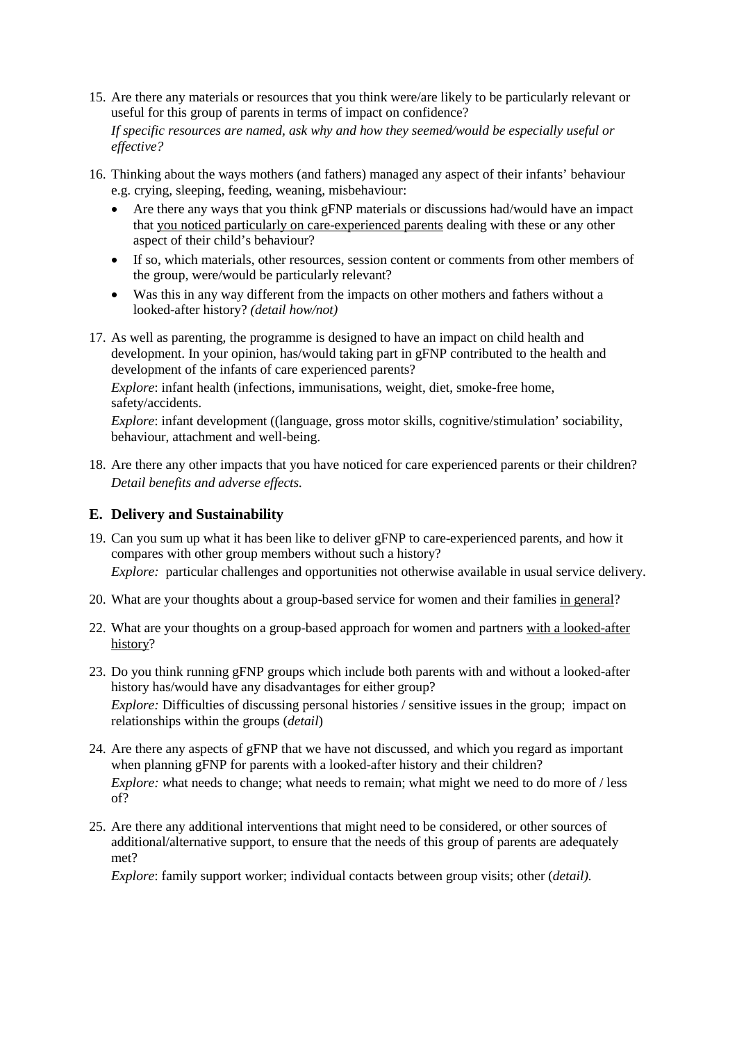15. Are there any materials or resources that you think were/are likely to be particularly relevant or useful for this group of parents in terms of impact on confidence?
    *If specific resources are named, ask why and how they seemed/would be especially useful or effective?*

16. Thinking about the ways mothers (and fathers) managed any aspect of their infants' behaviour e.g. crying, sleeping, feeding, weaning, misbehaviour:
    - Are there any ways that you think gFNP materials or discussions had/would have an impact that <u>you noticed particularly on care-experienced parents</u> dealing with these or any other aspect of their child's behaviour?
    - If so, which materials, other resources, session content or comments from other members of the group, were/would be particularly relevant?
    - Was this in any way different from the impacts on other mothers and fathers without a looked-after history? *(detail how/not)*

17. As well as parenting, the programme is designed to have an impact on child health and development. In your opinion, has/would taking part in gFNP contributed to the health and development of the infants of care experienced parents?
    *Explore*: infant health (infections, immunisations, weight, diet, smoke-free home, safety/accidents.
    *Explore*: infant development ((language, gross motor skills, cognitive/stimulation' sociability, behaviour, attachment and well-being.

18. Are there any other impacts that you have noticed for care experienced parents or their children?
    *Detail benefits and adverse effects.*

## E. Delivery and Sustainability

19. Can you sum up what it has been like to deliver gFNP to care-experienced parents, and how it compares with other group members without such a history?
    *Explore:* particular challenges and opportunities not otherwise available in usual service delivery.

20. What are your thoughts about a group-based service for women and their families <u>in general</u>?

22. What are your thoughts on a group-based approach for women and partners <u>with a looked-after history</u>?

23. Do you think running gFNP groups which include both parents with and without a looked-after history has/would have any disadvantages for either group?
    *Explore:* Difficulties of discussing personal histories / sensitive issues in the group; impact on relationships within the groups (*detail*)

24. Are there any aspects of gFNP that we have not discussed, and which you regard as important when planning gFNP for parents with a looked-after history and their children?
    *Explore: w*hat needs to change; what needs to remain; what might we need to do more of / less of?

25. Are there any additional interventions that might need to be considered, or other sources of additional/alternative support, to ensure that the needs of this group of parents are adequately met?
    *Explore*: family support worker; individual contacts between group visits; other (*detail).*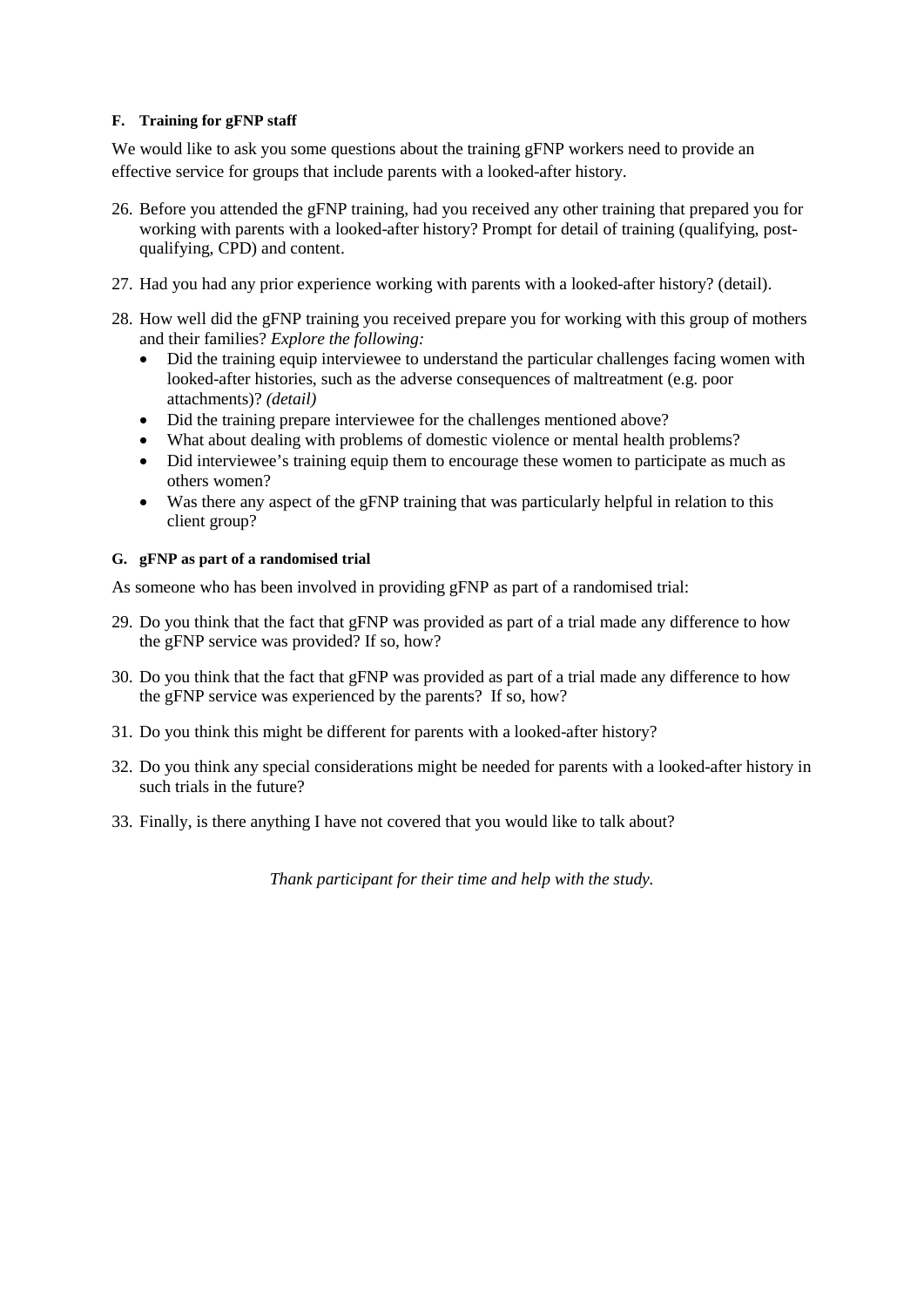#### F. Training for gFNP staff

We would like to ask you some questions about the training gFNP workers need to provide an effective service for groups that include parents with a looked-after history.

26. Before you attended the gFNP training, had you received any other training that prepared you for working with parents with a looked-after history? Prompt for detail of training (qualifying, post-qualifying, CPD) and content.

27. Had you had any prior experience working with parents with a looked-after history? (detail).

28. How well did the gFNP training you received prepare you for working with this group of mothers and their families? *Explore the following:*
    - Did the training equip interviewee to understand the particular challenges facing women with looked-after histories, such as the adverse consequences of maltreatment (e.g. poor attachments)? *(detail)*
    - Did the training prepare interviewee for the challenges mentioned above?
    - What about dealing with problems of domestic violence or mental health problems?
    - Did interviewee's training equip them to encourage these women to participate as much as others women?
    - Was there any aspect of the gFNP training that was particularly helpful in relation to this client group?

#### G. gFNP as part of a randomised trial

As someone who has been involved in providing gFNP as part of a randomised trial:

29. Do you think that the fact that gFNP was provided as part of a trial made any difference to how the gFNP service was provided? If so, how?

30. Do you think that the fact that gFNP was provided as part of a trial made any difference to how the gFNP service was experienced by the parents? If so, how?

31. Do you think this might be different for parents with a looked-after history?

32. Do you think any special considerations might be needed for parents with a looked-after history in such trials in the future?

33. Finally, is there anything I have not covered that you would like to talk about?

*Thank participant for their time and help with the study.*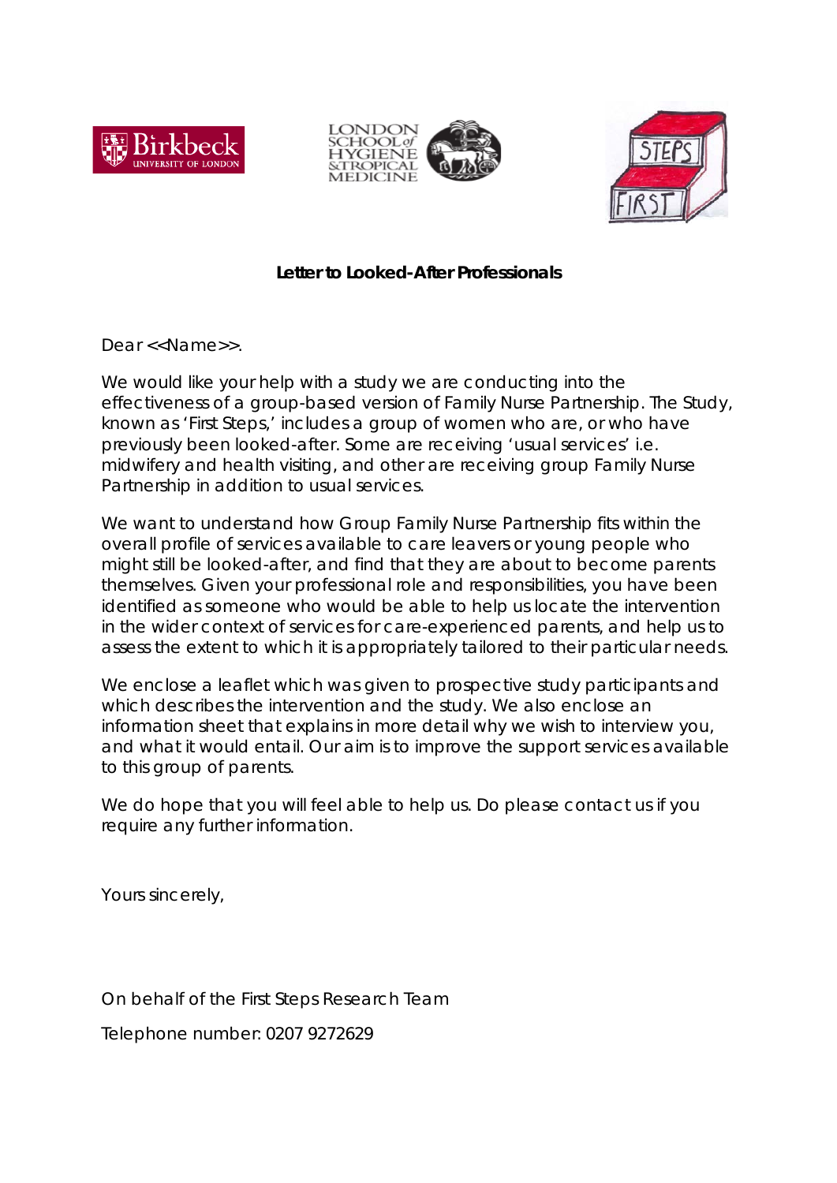**Letter to Looked-After Professionals**

Dear <<Name>>.

We would like your help with a study we are conducting into the effectiveness of a group-based version of Family Nurse Partnership. The Study, known as 'First Steps,' includes a group of women who are, or who have previously been looked-after. Some are receiving 'usual services' i.e. midwifery and health visiting, and other are receiving group Family Nurse Partnership in addition to usual services.

We want to understand how Group Family Nurse Partnership fits within the overall profile of services available to care leavers or young people who might still be looked-after, and find that they are about to become parents themselves. Given your professional role and responsibilities, you have been identified as someone who would be able to help us locate the intervention in the wider context of services for care-experienced parents, and help us to assess the extent to which it is appropriately tailored to their particular needs.

We enclose a leaflet which was given to prospective study participants and which describes the intervention and the study. We also enclose an information sheet that explains in more detail why we wish to interview you, and what it would entail. Our aim is to improve the support services available to this group of parents.

We do hope that you will feel able to help us. Do please contact us if you require any further information.

Yours sincerely,

On behalf of the First Steps Research Team

Telephone number: 0207 9272629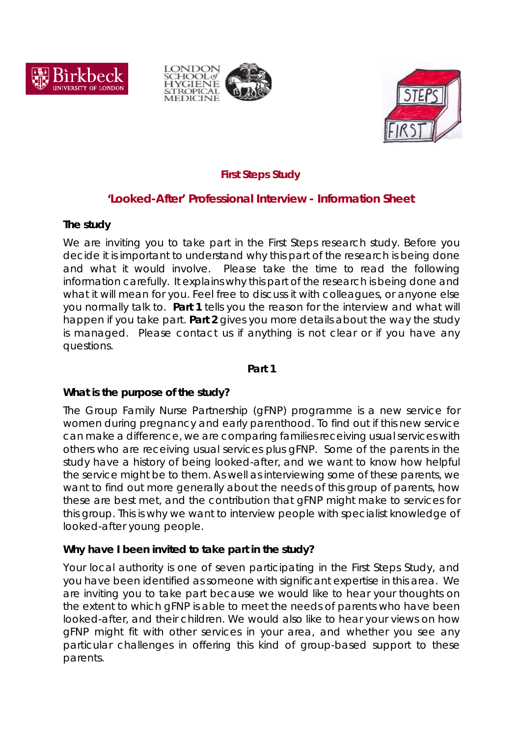**First Steps Study**

**'Looked-After' Professional Interview - Information Sheet**

**The study**

We are inviting you to take part in the First Steps research study. Before you decide it is important to understand why this part of the research is being done and what it would involve. Please take the time to read the following information carefully. It explains why this part of the research is being done and what it will mean for you. Feel free to discuss it with colleagues, or anyone else you normally talk to. **Part 1** tells you the reason for the interview and what will happen if you take part. **Part 2** gives you more details about the way the study is managed. Please contact us if anything is not clear or if you have any questions.

**Part 1**

**What is the purpose of the study?**

The Group Family Nurse Partnership (gFNP) programme is a new service for women during pregnancy and early parenthood. To find out if this new service can make a difference, we are comparing families receiving usual services with others who are receiving usual services plus gFNP. Some of the parents in the study have a history of being looked-after, and we want to know how helpful the service might be to them. As well as interviewing some of these parents, we want to find out more generally about the needs of this group of parents, how these are best met, and the contribution that gFNP might make to services for this group. This is why we want to interview people with specialist knowledge of looked-after young people.

**Why have I been invited to take part in the study?**

Your local authority is one of seven participating in the First Steps Study, and you have been identified as someone with significant expertise in this area. We are inviting you to take part because we would like to hear your thoughts on the extent to which gFNP is able to meet the needs of parents who have been looked-after, and their children. We would also like to hear your views on how gFNP might fit with other services in your area, and whether you see any particular challenges in offering this kind of group-based support to these parents.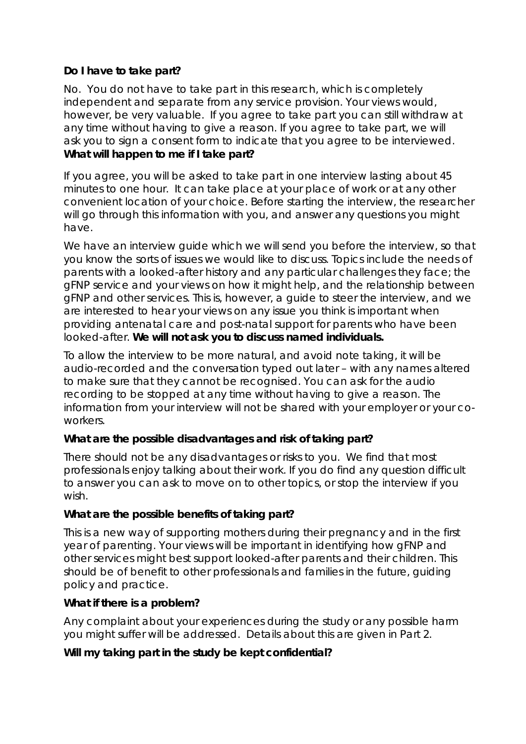**Do I have to take part?**

No. You do not have to take part in this research, which is completely independent and separate from any service provision. Your views would, however, be very valuable. If you agree to take part you can still withdraw at any time without having to give a reason. If you agree to take part, we will ask you to sign a consent form to indicate that you agree to be interviewed.

**What will happen to me if I take part?**

If you agree, you will be asked to take part in one interview lasting about 45 minutes to one hour. It can take place at your place of work or at any other convenient location of your choice. Before starting the interview, the researcher will go through this information with you, and answer any questions you might have.

We have an interview guide which we will send you before the interview, so that you know the sorts of issues we would like to discuss. Topics include the needs of parents with a looked-after history and any particular challenges they face; the gFNP service and your views on how it might help, and the relationship between gFNP and other services. This is, however, a guide to steer the interview, and we are interested to hear your views on any issue you think is important when providing antenatal care and post-natal support for parents who have been looked-after. **We will not ask you to discuss named individuals.**

To allow the interview to be more natural, and avoid note taking, it will be audio-recorded and the conversation typed out later – with any names altered to make sure that they cannot be recognised. You can ask for the audio recording to be stopped at any time without having to give a reason. The information from your interview will not be shared with your employer or your co-workers.

**What are the possible disadvantages and risk of taking part?**

There should not be any disadvantages or risks to you. We find that most professionals enjoy talking about their work. If you do find any question difficult to answer you can ask to move on to other topics, or stop the interview if you wish.

**What are the possible benefits of taking part?**

This is a new way of supporting mothers during their pregnancy and in the first year of parenting. Your views will be important in identifying how gFNP and other services might best support looked-after parents and their children. This should be of benefit to other professionals and families in the future, guiding policy and practice.

**What if there is a problem?**

Any complaint about your experiences during the study or any possible harm you might suffer will be addressed. Details about this are given in Part 2.

**Will my taking part in the study be kept confidential?**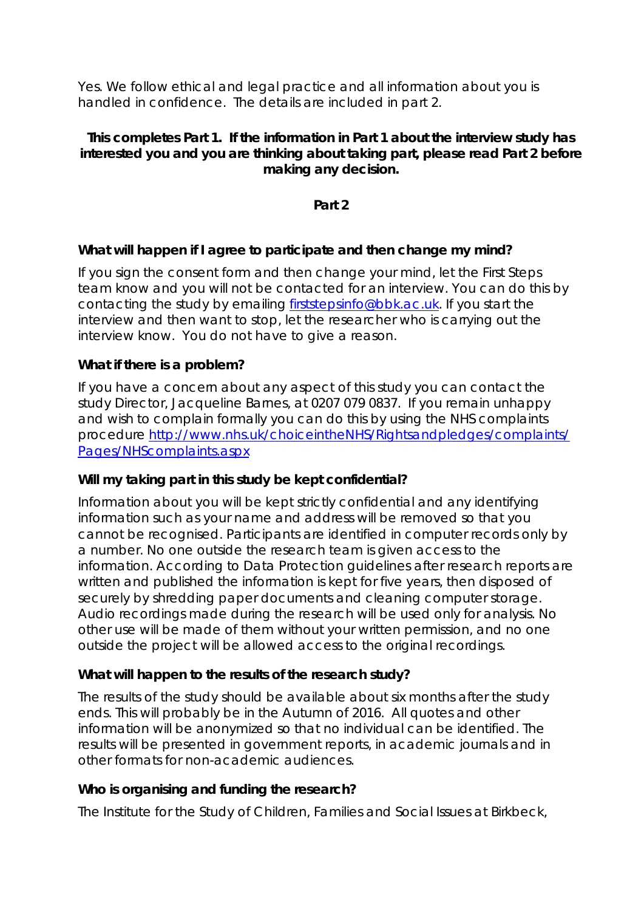Yes. We follow ethical and legal practice and all information about you is handled in confidence. The details are included in part 2.

**This completes Part 1. If the information in Part 1 about the interview study has interested you and you are thinking about taking part, please read Part 2 before making any decision.**

## Part 2

### What will happen if I agree to participate and then change my mind?

If you sign the consent form and then change your mind, let the First Steps team know and you will not be contacted for an interview. You can do this by contacting the study by emailing [firststepsinfo@bbk.ac.uk](mailto:firststepsinfo@bbk.ac.uk). If you start the interview and then want to stop, let the researcher who is carrying out the interview know. You do not have to give a reason.

### What if there is a problem?

If you have a concern about any aspect of this study you can contact the study Director, Jacqueline Barnes, at 0207 079 0837. If you remain unhappy and wish to complain formally you can do this by using the NHS complaints procedure [http://www.nhs.uk/choiceintheNHS/Rightsandpledges/complaints/Pages/NHScomplaints.aspx](http://www.nhs.uk/choiceintheNHS/Rightsandpledges/complaints/Pages/NHScomplaints.aspx)

### Will my taking part in this study be kept confidential?

Information about you will be kept strictly confidential and any identifying information such as your name and address will be removed so that you cannot be recognised. Participants are identified in computer records only by a number. No one outside the research team is given access to the information. According to Data Protection guidelines after research reports are written and published the information is kept for five years, then disposed of securely by shredding paper documents and cleaning computer storage. Audio recordings made during the research will be used only for analysis. No other use will be made of them without your written permission, and no one outside the project will be allowed access to the original recordings.

### What will happen to the results of the research study?

The results of the study should be available about six months after the study ends. This will probably be in the Autumn of 2016. All quotes and other information will be anonymized so that no individual can be identified. The results will be presented in government reports, in academic journals and in other formats for non-academic audiences.

### Who is organising and funding the research?

The Institute for the Study of Children, Families and Social Issues at Birkbeck,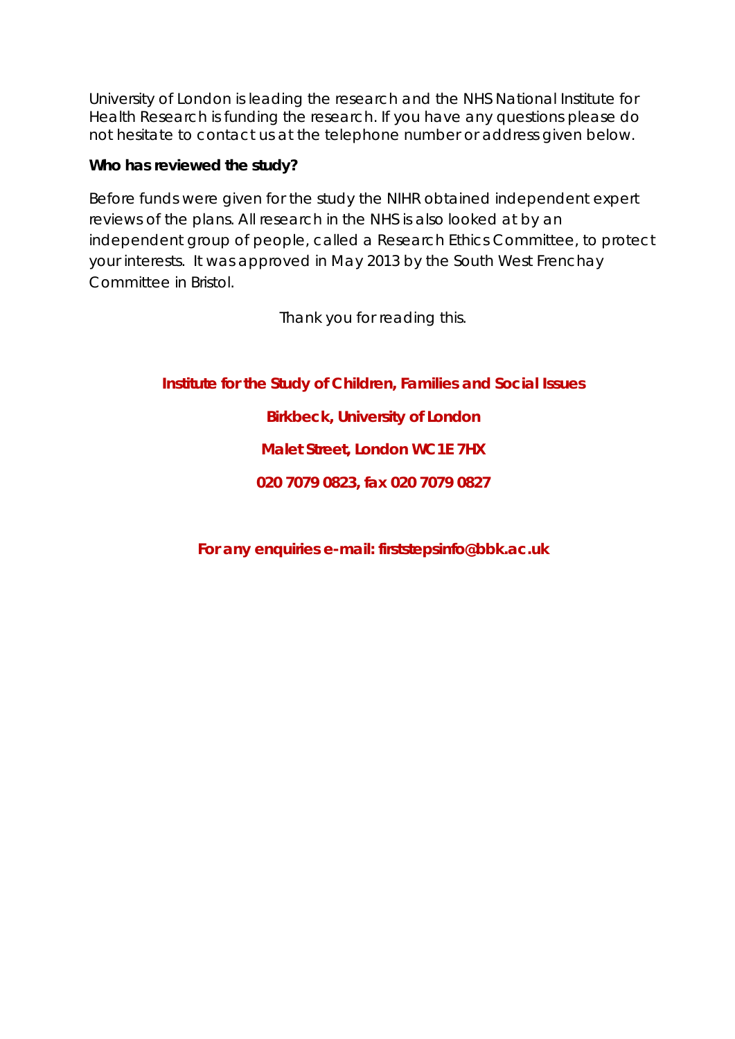University of London is leading the research and the NHS National Institute for Health Research is funding the research. If you have any questions please do not hesitate to contact us at the telephone number or address given below.

**Who has reviewed the study?**

Before funds were given for the study the NIHR obtained independent expert reviews of the plans. All research in the NHS is also looked at by an independent group of people, called a Research Ethics Committee, to protect your interests. It was approved in May 2013 by the South West Frenchay Committee in Bristol.

Thank you for reading this.

**Institute for the Study of Children, Families and Social Issues**

**Birkbeck, University of London**

**Malet Street, London WC1E 7HX**

**020 7079 0823, fax 020 7079 0827**

**For any enquiries e-mail: firststepsinfo@bbk.ac.uk**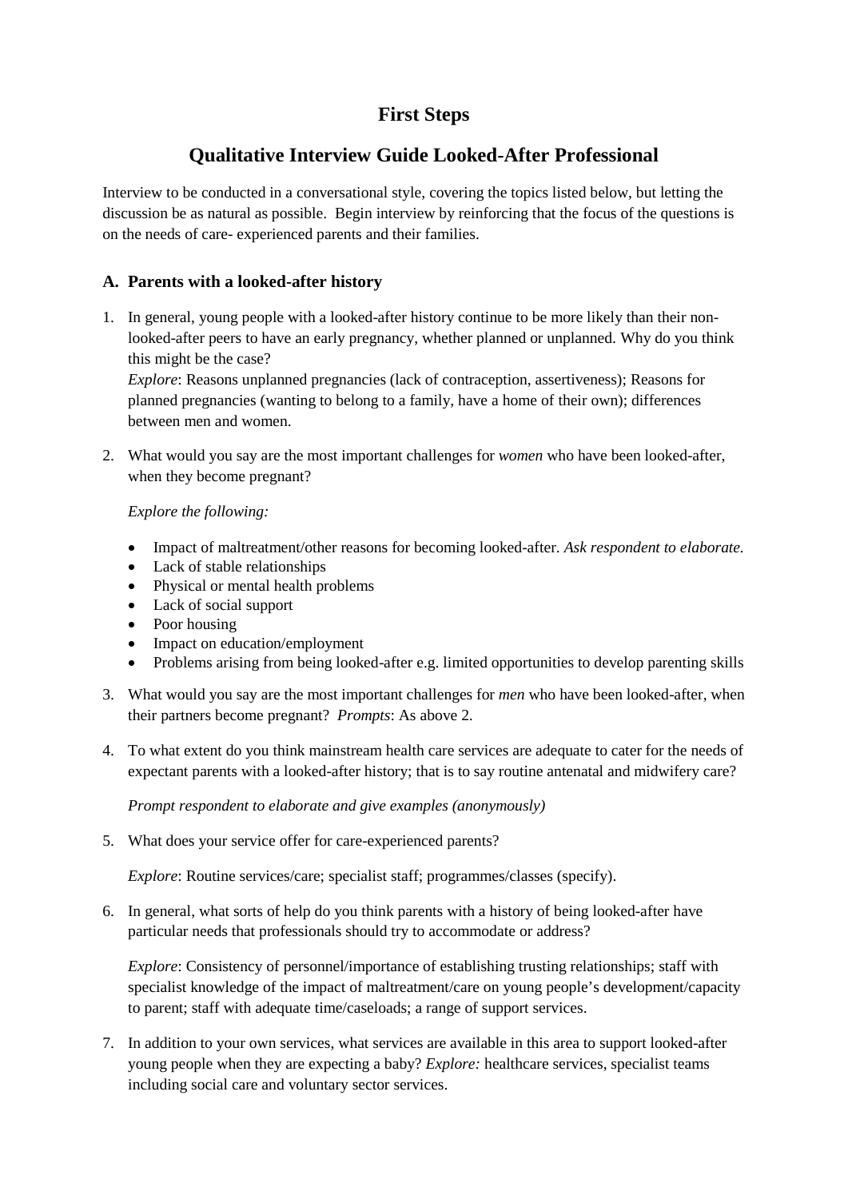# First Steps

## Qualitative Interview Guide Looked-After Professional

Interview to be conducted in a conversational style, covering the topics listed below, but letting the discussion be as natural as possible. Begin interview by reinforcing that the focus of the questions is on the needs of care- experienced parents and their families.

### A. Parents with a looked-after history

1. In general, young people with a looked-after history continue to be more likely than their non-looked-after peers to have an early pregnancy, whether planned or unplanned. Why do you think this might be the case?
   *Explore*: Reasons unplanned pregnancies (lack of contraception, assertiveness); Reasons for planned pregnancies (wanting to belong to a family, have a home of their own); differences between men and women.

2. What would you say are the most important challenges for *women* who have been looked-after, when they become pregnant?

   *Explore the following:*

   - Impact of maltreatment/other reasons for becoming looked-after. *Ask respondent to elaborate.*
   - Lack of stable relationships
   - Physical or mental health problems
   - Lack of social support
   - Poor housing
   - Impact on education/employment
   - Problems arising from being looked-after e.g. limited opportunities to develop parenting skills

3. What would you say are the most important challenges for *men* who have been looked-after, when their partners become pregnant? *Prompts*: As above 2.

4. To what extent do you think mainstream health care services are adequate to cater for the needs of expectant parents with a looked-after history; that is to say routine antenatal and midwifery care?

   *Prompt respondent to elaborate and give examples (anonymously)*

5. What does your service offer for care-experienced parents?

   *Explore*: Routine services/care; specialist staff; programmes/classes (specify).

6. In general, what sorts of help do you think parents with a history of being looked-after have particular needs that professionals should try to accommodate or address?

   *Explore*: Consistency of personnel/importance of establishing trusting relationships; staff with specialist knowledge of the impact of maltreatment/care on young people's development/capacity to parent; staff with adequate time/caseloads; a range of support services.

7. In addition to your own services, what services are available in this area to support looked-after young people when they are expecting a baby? *Explore:* healthcare services, specialist teams including social care and voluntary sector services.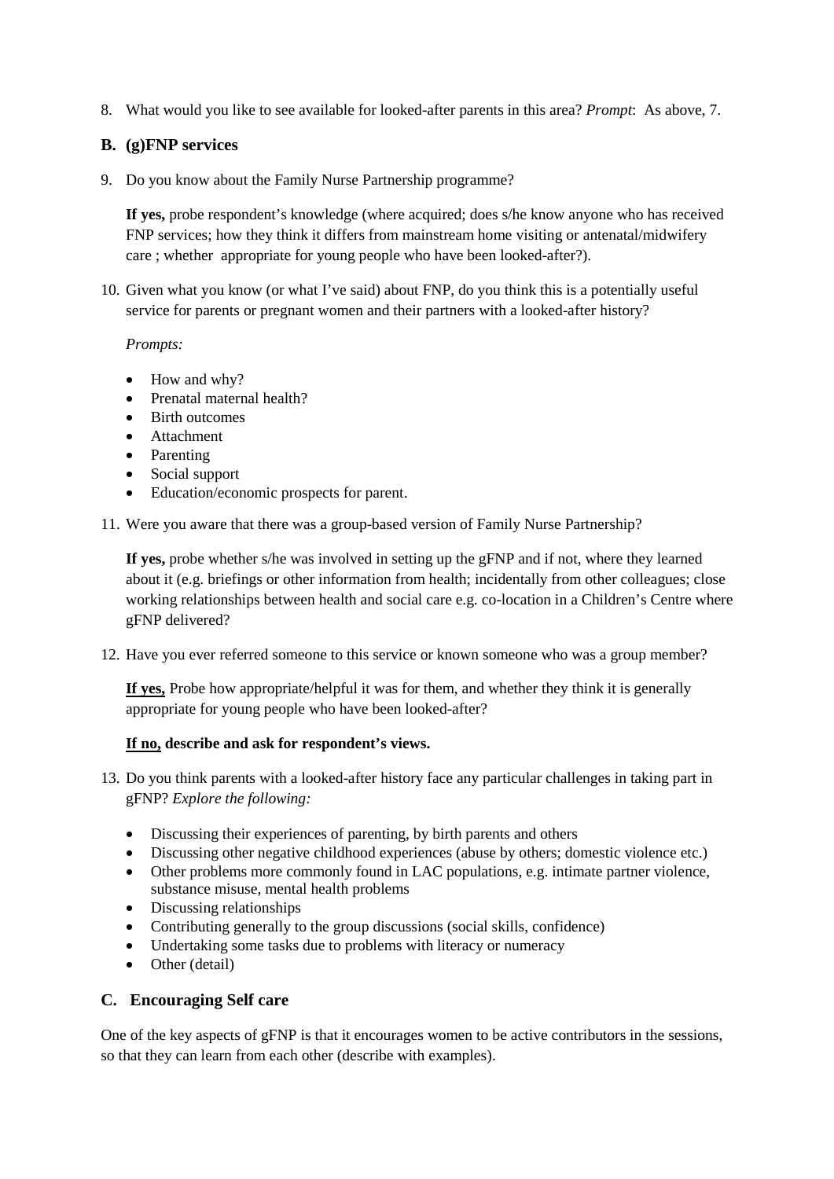8. What would you like to see available for looked-after parents in this area? *Prompt*: As above, 7.

## B. (g)FNP services

9. Do you know about the Family Nurse Partnership programme?

   **If yes,** probe respondent's knowledge (where acquired; does s/he know anyone who has received FNP services; how they think it differs from mainstream home visiting or antenatal/midwifery care ; whether appropriate for young people who have been looked-after?).

10. Given what you know (or what I've said) about FNP, do you think this is a potentially useful service for parents or pregnant women and their partners with a looked-after history?

    *Prompts:*

    - How and why?
    - Prenatal maternal health?
    - Birth outcomes
    - Attachment
    - Parenting
    - Social support
    - Education/economic prospects for parent.

11. Were you aware that there was a group-based version of Family Nurse Partnership?

    **If yes,** probe whether s/he was involved in setting up the gFNP and if not, where they learned about it (e.g. briefings or other information from health; incidentally from other colleagues; close working relationships between health and social care e.g. co-location in a Children's Centre where gFNP delivered?

12. Have you ever referred someone to this service or known someone who was a group member?

    **If yes,** Probe how appropriate/helpful it was for them, and whether they think it is generally appropriate for young people who have been looked-after?

    **If no, describe and ask for respondent's views.**

13. Do you think parents with a looked-after history face any particular challenges in taking part in gFNP? *Explore the following:*

    - Discussing their experiences of parenting, by birth parents and others
    - Discussing other negative childhood experiences (abuse by others; domestic violence etc.)
    - Other problems more commonly found in LAC populations, e.g. intimate partner violence, substance misuse, mental health problems
    - Discussing relationships
    - Contributing generally to the group discussions (social skills, confidence)
    - Undertaking some tasks due to problems with literacy or numeracy
    - Other (detail)

## C. Encouraging Self care

One of the key aspects of gFNP is that it encourages women to be active contributors in the sessions, so that they can learn from each other (describe with examples).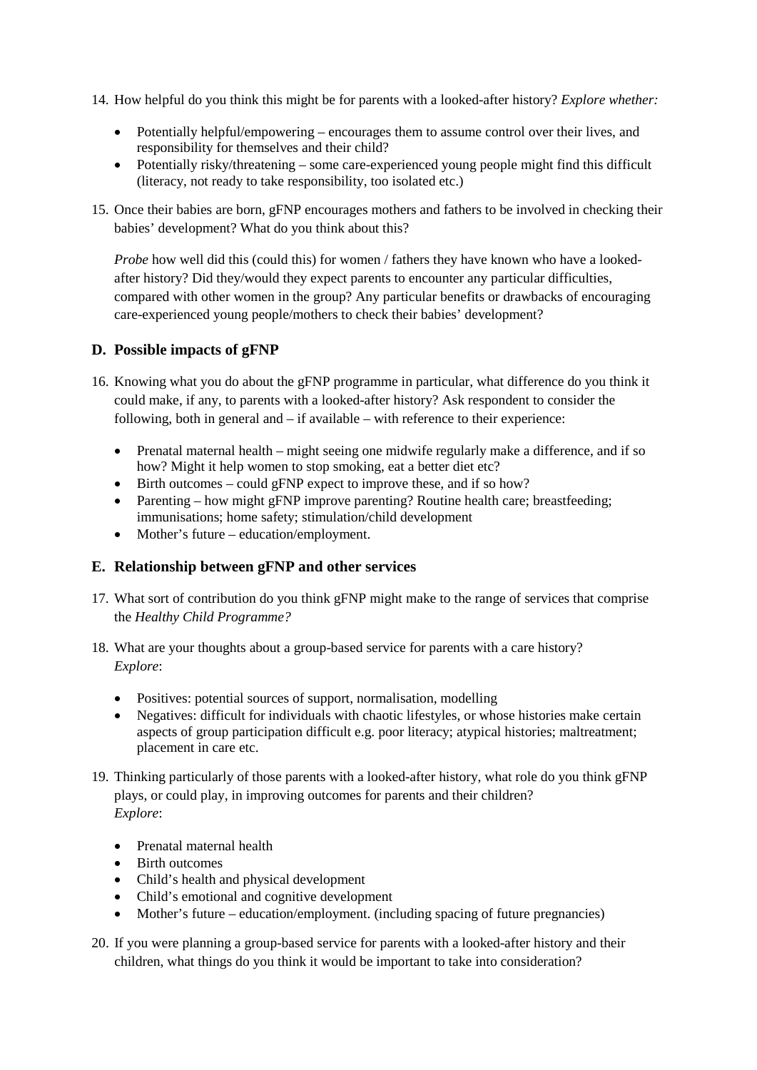14. How helpful do you think this might be for parents with a looked-after history? *Explore whether:*

    - Potentially helpful/empowering – encourages them to assume control over their lives, and responsibility for themselves and their child?
    - Potentially risky/threatening – some care-experienced young people might find this difficult (literacy, not ready to take responsibility, too isolated etc.)

15. Once their babies are born, gFNP encourages mothers and fathers to be involved in checking their babies' development? What do you think about this?

    *Probe* how well did this (could this) for women / fathers they have known who have a looked-after history? Did they/would they expect parents to encounter any particular difficulties, compared with other women in the group? Any particular benefits or drawbacks of encouraging care-experienced young people/mothers to check their babies' development?

## D. Possible impacts of gFNP

16. Knowing what you do about the gFNP programme in particular, what difference do you think it could make, if any, to parents with a looked-after history? Ask respondent to consider the following, both in general and – if available – with reference to their experience:

    - Prenatal maternal health – might seeing one midwife regularly make a difference, and if so how? Might it help women to stop smoking, eat a better diet etc?
    - Birth outcomes – could gFNP expect to improve these, and if so how?
    - Parenting – how might gFNP improve parenting? Routine health care; breastfeeding; immunisations; home safety; stimulation/child development
    - Mother's future – education/employment.

## E. Relationship between gFNP and other services

17. What sort of contribution do you think gFNP might make to the range of services that comprise the *Healthy Child Programme?*

18. What are your thoughts about a group-based service for parents with a care history? *Explore*:

    - Positives: potential sources of support, normalisation, modelling
    - Negatives: difficult for individuals with chaotic lifestyles, or whose histories make certain aspects of group participation difficult e.g. poor literacy; atypical histories; maltreatment; placement in care etc.

19. Thinking particularly of those parents with a looked-after history, what role do you think gFNP plays, or could play, in improving outcomes for parents and their children? *Explore*:

    - Prenatal maternal health
    - Birth outcomes
    - Child's health and physical development
    - Child's emotional and cognitive development
    - Mother's future – education/employment. (including spacing of future pregnancies)

20. If you were planning a group-based service for parents with a looked-after history and their children, what things do you think it would be important to take into consideration?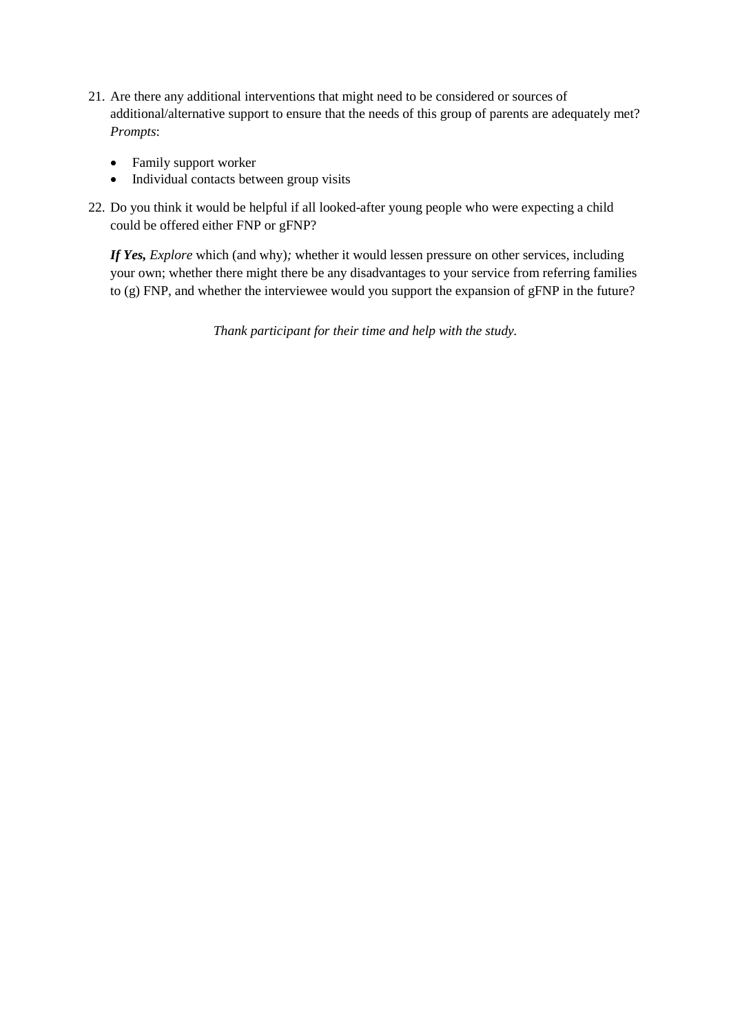21. Are there any additional interventions that might need to be considered or sources of additional/alternative support to ensure that the needs of this group of parents are adequately met? *Prompts*:

    - Family support worker
    - Individual contacts between group visits

22. Do you think it would be helpful if all looked-after young people who were expecting a child could be offered either FNP or gFNP?

    ***If Yes,*** *Explore* which (and why)*;* whether it would lessen pressure on other services, including your own; whether there might there be any disadvantages to your service from referring families to (g) FNP, and whether the interviewee would you support the expansion of gFNP in the future?

*Thank participant for their time and help with the study.*